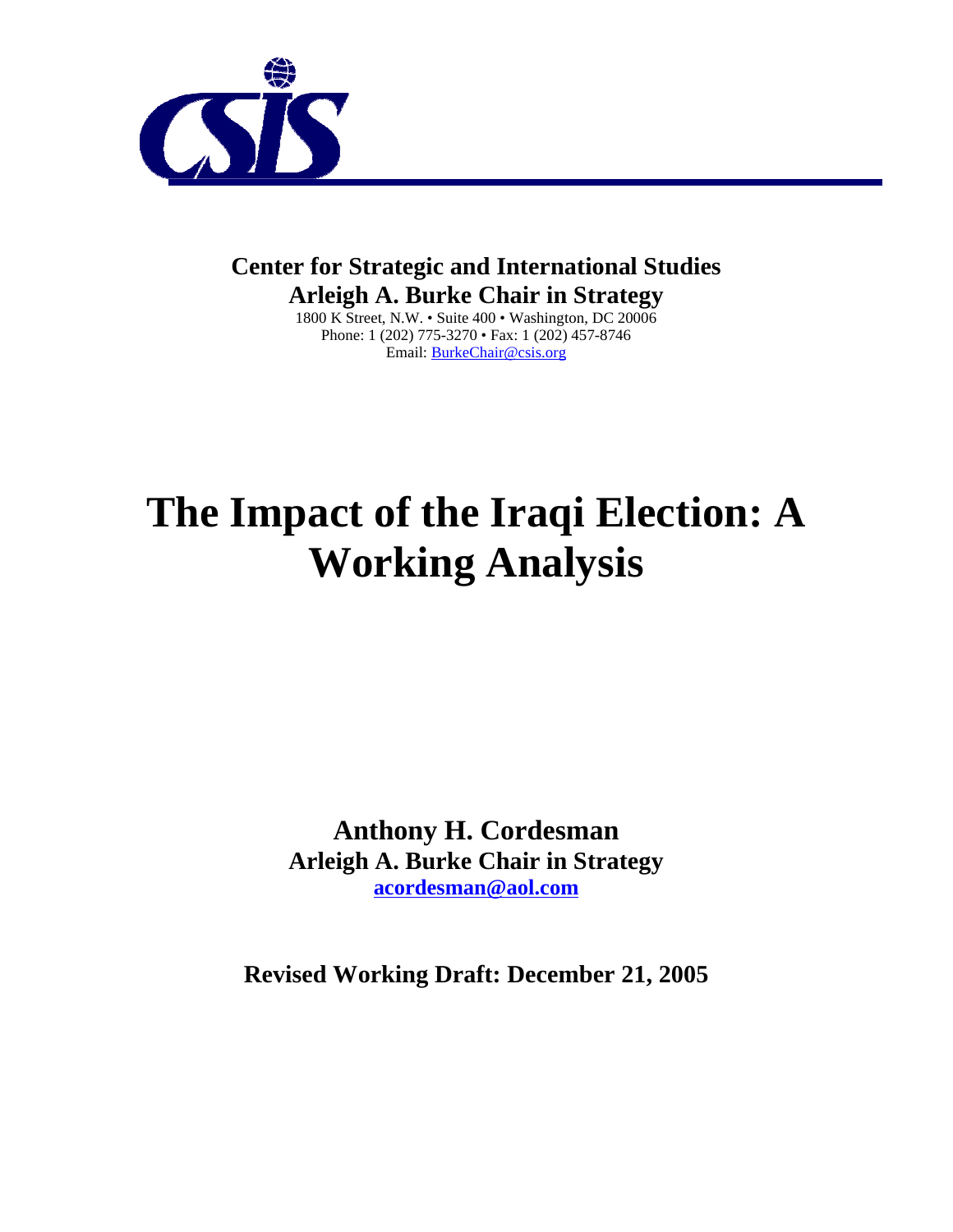**Center for Strategic and International Studies**
**Arleigh A. Burke Chair in Strategy**
1800 K Street, N.W. • Suite 400 • Washington, DC 20006
Phone: 1 (202) 775-3270 • Fax: 1 (202) 457-8746
Email: BurkeChair@csis.org

# The Impact of the Iraqi Election: A Working Analysis

**Anthony H. Cordesman**
**Arleigh A. Burke Chair in Strategy**
**acordesman@aol.com**

**Revised Working Draft: December 21, 2005**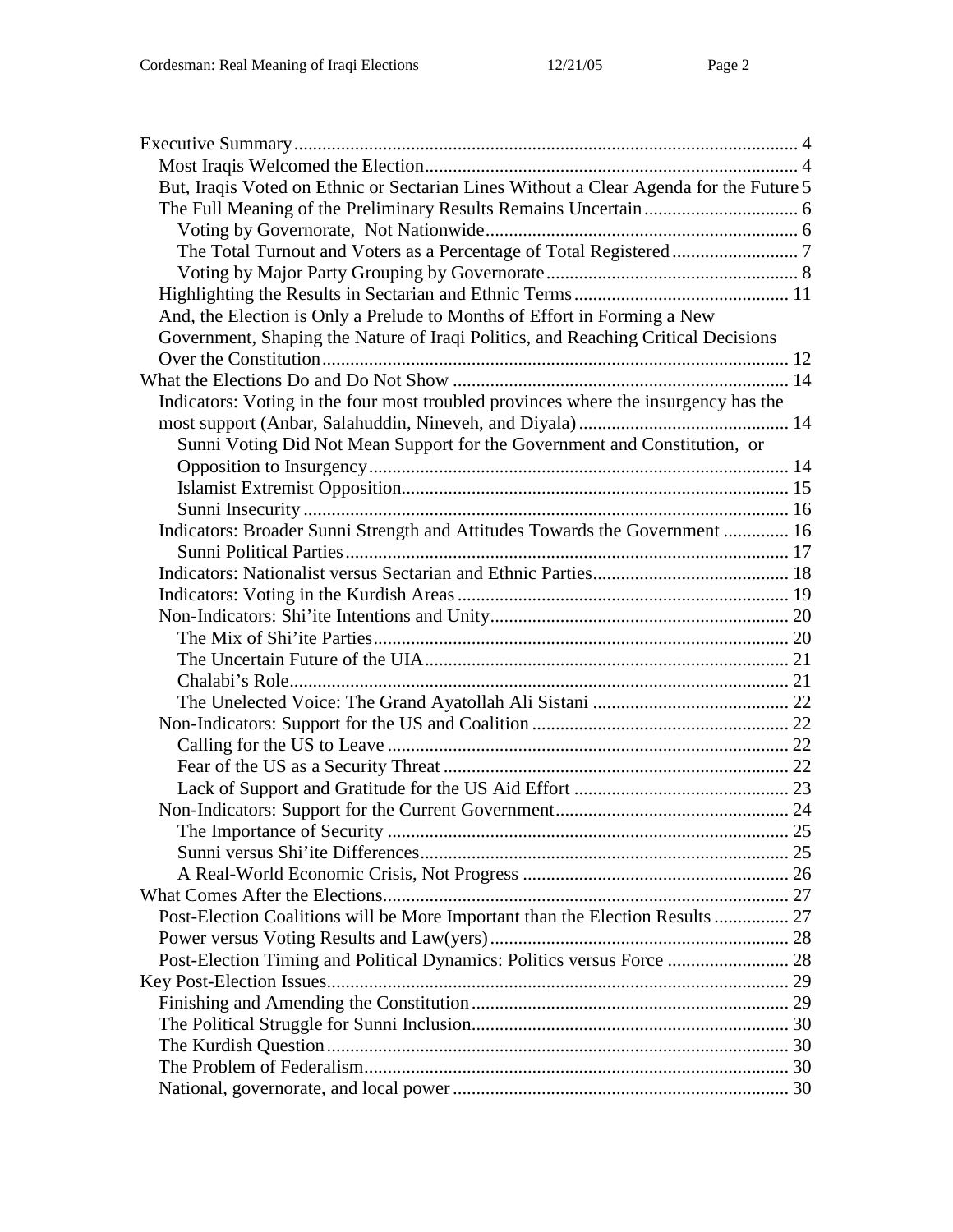- Executive Summary ........ 4
  - Most Iraqis Welcomed the Election ........ 4
  - But, Iraqis Voted on Ethnic or Sectarian Lines Without a Clear Agenda for the Future ........ 5
  - The Full Meaning of the Preliminary Results Remains Uncertain ........ 6
    - Voting by Governorate, Not Nationwide ........ 6
    - The Total Turnout and Voters as a Percentage of Total Registered ........ 7
    - Voting by Major Party Grouping by Governorate ........ 8
  - Highlighting the Results in Sectarian and Ethnic Terms ........ 11
  - And, the Election is Only a Prelude to Months of Effort in Forming a New Government, Shaping the Nature of Iraqi Politics, and Reaching Critical Decisions Over the Constitution ........ 12
- What the Elections Do and Do Not Show ........ 14
  - Indicators: Voting in the four most troubled provinces where the insurgency has the most support (Anbar, Salahuddin, Nineveh, and Diyala) ........ 14
    - Sunni Voting Did Not Mean Support for the Government and Constitution, or Opposition to Insurgency ........ 14
    - Islamist Extremist Opposition ........ 15
    - Sunni Insecurity ........ 16
  - Indicators: Broader Sunni Strength and Attitudes Towards the Government ........ 16
    - Sunni Political Parties ........ 17
  - Indicators: Nationalist versus Sectarian and Ethnic Parties ........ 18
  - Indicators: Voting in the Kurdish Areas ........ 19
  - Non-Indicators: Shi'ite Intentions and Unity ........ 20
    - The Mix of Shi'ite Parties ........ 20
    - The Uncertain Future of the UIA ........ 21
    - Chalabi's Role ........ 21
    - The Unelected Voice: The Grand Ayatollah Ali Sistani ........ 22
  - Non-Indicators: Support for the US and Coalition ........ 22
    - Calling for the US to Leave ........ 22
    - Fear of the US as a Security Threat ........ 22
    - Lack of Support and Gratitude for the US Aid Effort ........ 23
  - Non-Indicators: Support for the Current Government ........ 24
    - The Importance of Security ........ 25
    - Sunni versus Shi'ite Differences ........ 25
    - A Real-World Economic Crisis, Not Progress ........ 26
- What Comes After the Elections ........ 27
  - Post-Election Coalitions will be More Important than the Election Results ........ 27
  - Power versus Voting Results and Law(yers) ........ 28
  - Post-Election Timing and Political Dynamics: Politics versus Force ........ 28
- Key Post-Election Issues ........ 29
  - Finishing and Amending the Constitution ........ 29
  - The Political Struggle for Sunni Inclusion ........ 30
  - The Kurdish Question ........ 30
  - The Problem of Federalism ........ 30
  - National, governorate, and local power ........ 30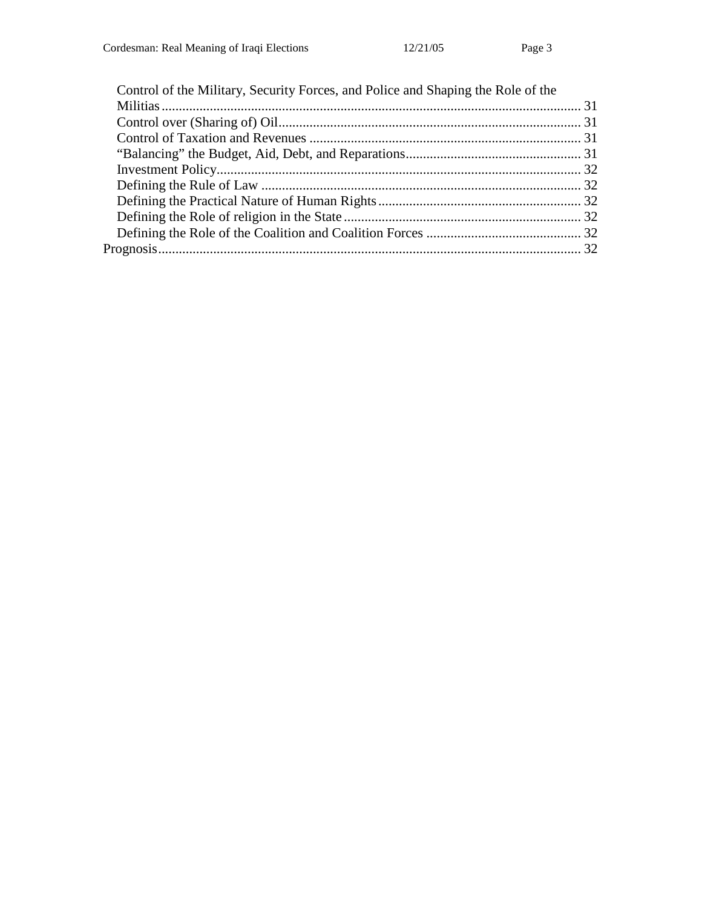- Control of the Military, Security Forces, and Police and Shaping the Role of the Militias ........ 31
- Control over (Sharing of) Oil ........ 31
- Control of Taxation and Revenues ........ 31
- "Balancing" the Budget, Aid, Debt, and Reparations ........ 31
- Investment Policy ........ 32
- Defining the Rule of Law ........ 32
- Defining the Practical Nature of Human Rights ........ 32
- Defining the Role of religion in the State ........ 32
- Defining the Role of the Coalition and Coalition Forces ........ 32

Prognosis ........ 32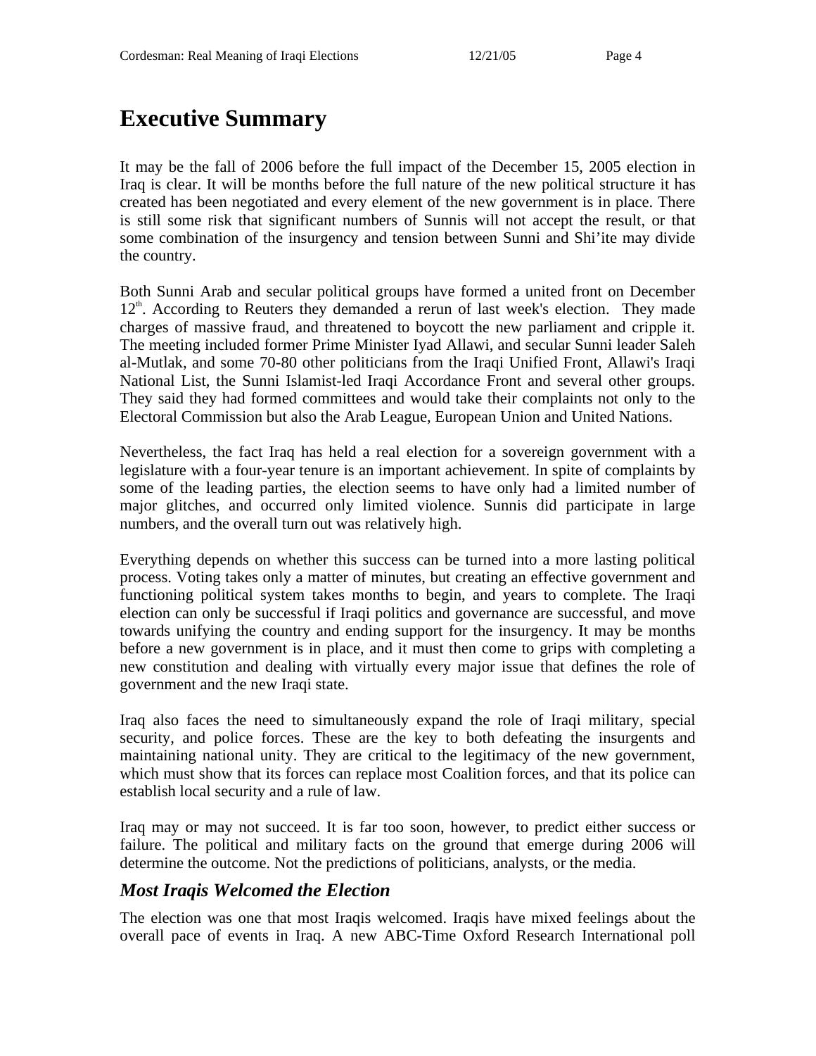# Executive Summary

It may be the fall of 2006 before the full impact of the December 15, 2005 election in Iraq is clear. It will be months before the full nature of the new political structure it has created has been negotiated and every element of the new government is in place. There is still some risk that significant numbers of Sunnis will not accept the result, or that some combination of the insurgency and tension between Sunni and Shi'ite may divide the country.

Both Sunni Arab and secular political groups have formed a united front on December 12th. According to Reuters they demanded a rerun of last week's election. They made charges of massive fraud, and threatened to boycott the new parliament and cripple it. The meeting included former Prime Minister Iyad Allawi, and secular Sunni leader Saleh al-Mutlak, and some 70-80 other politicians from the Iraqi Unified Front, Allawi's Iraqi National List, the Sunni Islamist-led Iraqi Accordance Front and several other groups. They said they had formed committees and would take their complaints not only to the Electoral Commission but also the Arab League, European Union and United Nations.

Nevertheless, the fact Iraq has held a real election for a sovereign government with a legislature with a four-year tenure is an important achievement. In spite of complaints by some of the leading parties, the election seems to have only had a limited number of major glitches, and occurred only limited violence. Sunnis did participate in large numbers, and the overall turn out was relatively high.

Everything depends on whether this success can be turned into a more lasting political process. Voting takes only a matter of minutes, but creating an effective government and functioning political system takes months to begin, and years to complete. The Iraqi election can only be successful if Iraqi politics and governance are successful, and move towards unifying the country and ending support for the insurgency. It may be months before a new government is in place, and it must then come to grips with completing a new constitution and dealing with virtually every major issue that defines the role of government and the new Iraqi state.

Iraq also faces the need to simultaneously expand the role of Iraqi military, special security, and police forces. These are the key to both defeating the insurgents and maintaining national unity. They are critical to the legitimacy of the new government, which must show that its forces can replace most Coalition forces, and that its police can establish local security and a rule of law.

Iraq may or may not succeed. It is far too soon, however, to predict either success or failure. The political and military facts on the ground that emerge during 2006 will determine the outcome. Not the predictions of politicians, analysts, or the media.

## *Most Iraqis Welcomed the Election*

The election was one that most Iraqis welcomed. Iraqis have mixed feelings about the overall pace of events in Iraq. A new ABC-Time Oxford Research International poll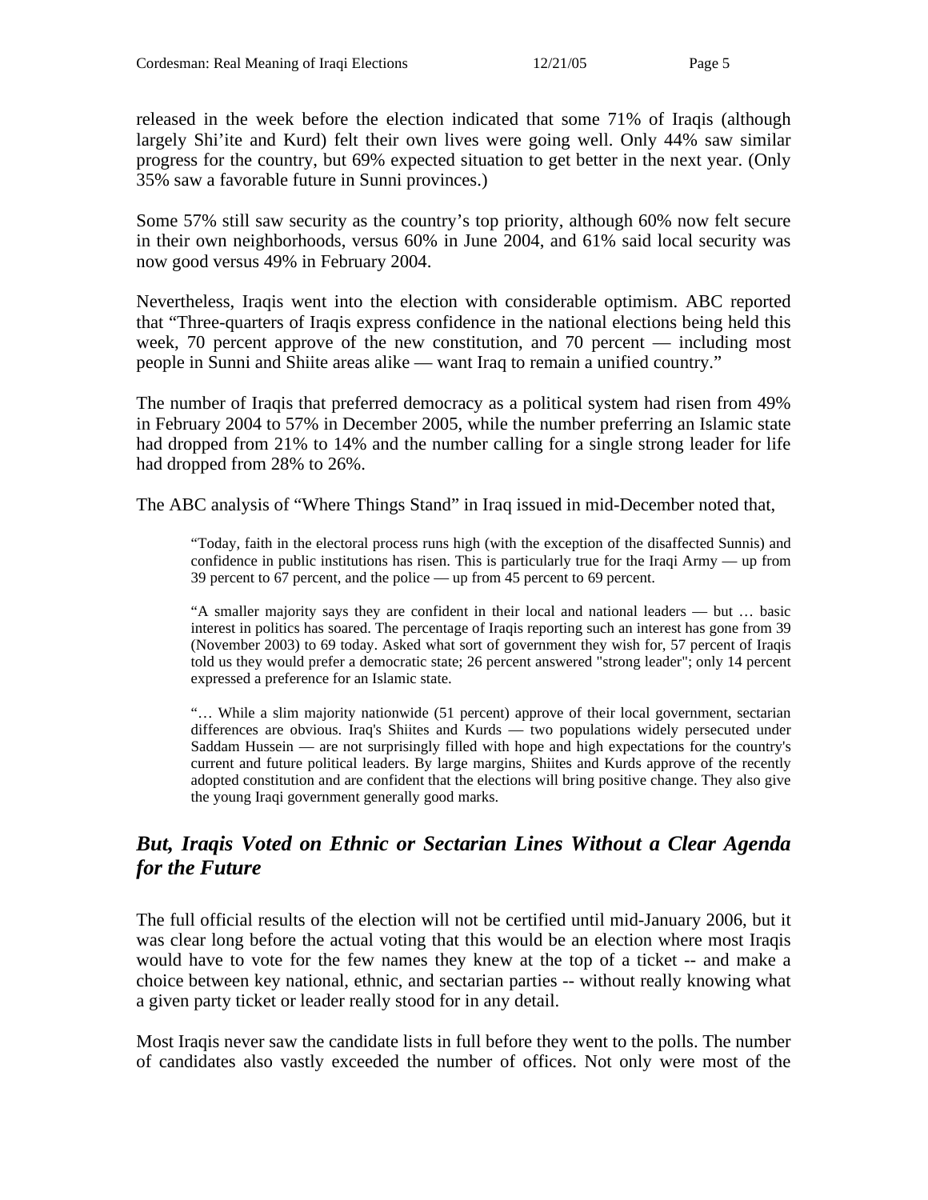released in the week before the election indicated that some 71% of Iraqis (although largely Shi'ite and Kurd) felt their own lives were going well. Only 44% saw similar progress for the country, but 69% expected situation to get better in the next year. (Only 35% saw a favorable future in Sunni provinces.)

Some 57% still saw security as the country's top priority, although 60% now felt secure in their own neighborhoods, versus 60% in June 2004, and 61% said local security was now good versus 49% in February 2004.

Nevertheless, Iraqis went into the election with considerable optimism. ABC reported that "Three-quarters of Iraqis express confidence in the national elections being held this week, 70 percent approve of the new constitution, and 70 percent — including most people in Sunni and Shiite areas alike — want Iraq to remain a unified country."

The number of Iraqis that preferred democracy as a political system had risen from 49% in February 2004 to 57% in December 2005, while the number preferring an Islamic state had dropped from 21% to 14% and the number calling for a single strong leader for life had dropped from 28% to 26%.

The ABC analysis of "Where Things Stand" in Iraq issued in mid-December noted that,

> "Today, faith in the electoral process runs high (with the exception of the disaffected Sunnis) and confidence in public institutions has risen. This is particularly true for the Iraqi Army — up from 39 percent to 67 percent, and the police — up from 45 percent to 69 percent.
>
> "A smaller majority says they are confident in their local and national leaders — but … basic interest in politics has soared. The percentage of Iraqis reporting such an interest has gone from 39 (November 2003) to 69 today. Asked what sort of government they wish for, 57 percent of Iraqis told us they would prefer a democratic state; 26 percent answered "strong leader"; only 14 percent expressed a preference for an Islamic state.
>
> "… While a slim majority nationwide (51 percent) approve of their local government, sectarian differences are obvious. Iraq's Shiites and Kurds — two populations widely persecuted under Saddam Hussein — are not surprisingly filled with hope and high expectations for the country's current and future political leaders. By large margins, Shiites and Kurds approve of the recently adopted constitution and are confident that the elections will bring positive change. They also give the young Iraqi government generally good marks.

## *But, Iraqis Voted on Ethnic or Sectarian Lines Without a Clear Agenda for the Future*

The full official results of the election will not be certified until mid-January 2006, but it was clear long before the actual voting that this would be an election where most Iraqis would have to vote for the few names they knew at the top of a ticket -- and make a choice between key national, ethnic, and sectarian parties -- without really knowing what a given party ticket or leader really stood for in any detail.

Most Iraqis never saw the candidate lists in full before they went to the polls. The number of candidates also vastly exceeded the number of offices. Not only were most of the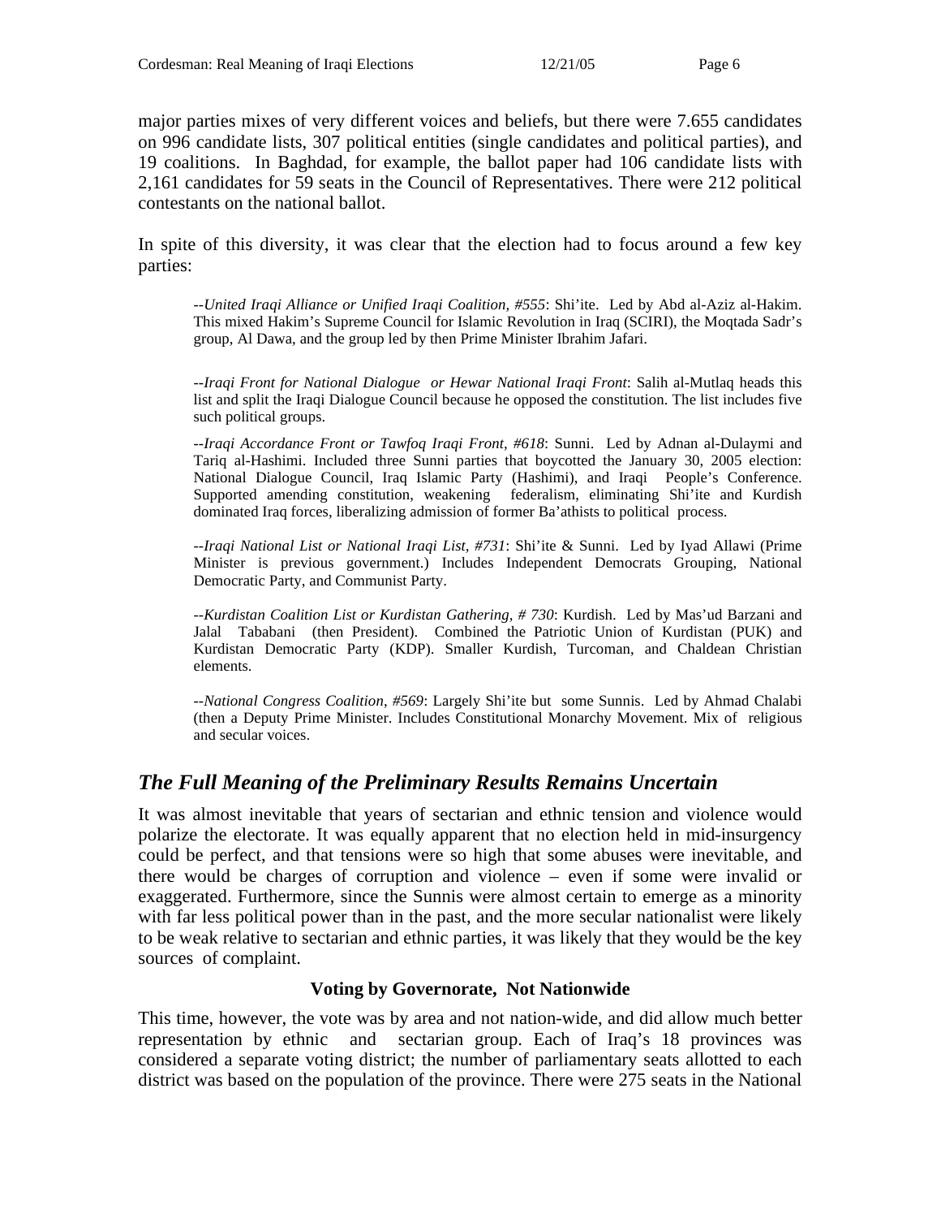major parties mixes of very different voices and beliefs, but there were 7.655 candidates on 996 candidate lists, 307 political entities (single candidates and political parties), and 19 coalitions. In Baghdad, for example, the ballot paper had 106 candidate lists with 2,161 candidates for 59 seats in the Council of Representatives. There were 212 political contestants on the national ballot.

In spite of this diversity, it was clear that the election had to focus around a few key parties:

> --*United Iraqi Alliance or Unified Iraqi Coalition, #555*: Shi'ite. Led by Abd al-Aziz al-Hakim. This mixed Hakim's Supreme Council for Islamic Revolution in Iraq (SCIRI), the Moqtada Sadr's group, Al Dawa, and the group led by then Prime Minister Ibrahim Jafari.
>
> --*Iraqi Front for National Dialogue or Hewar National Iraqi Front*: Salih al-Mutlaq heads this list and split the Iraqi Dialogue Council because he opposed the constitution. The list includes five such political groups.
>
> --*Iraqi Accordance Front or Tawfoq Iraqi Front, #618*: Sunni. Led by Adnan al-Dulaymi and Tariq al-Hashimi. Included three Sunni parties that boycotted the January 30, 2005 election: National Dialogue Council, Iraq Islamic Party (Hashimi), and Iraqi People's Conference. Supported amending constitution, weakening federalism, eliminating Shi'ite and Kurdish dominated Iraq forces, liberalizing admission of former Ba'athists to political process.
>
> --*Iraqi National List or National Iraqi List, #731*: Shi'ite & Sunni. Led by Iyad Allawi (Prime Minister is previous government.) Includes Independent Democrats Grouping, National Democratic Party, and Communist Party.
>
> --*Kurdistan Coalition List or Kurdistan Gathering, # 730*: Kurdish. Led by Mas'ud Barzani and Jalal Tababani (then President). Combined the Patriotic Union of Kurdistan (PUK) and Kurdistan Democratic Party (KDP). Smaller Kurdish, Turcoman, and Chaldean Christian elements.
>
> --*National Congress Coalition, #569*: Largely Shi'ite but some Sunnis. Led by Ahmad Chalabi (then a Deputy Prime Minister. Includes Constitutional Monarchy Movement. Mix of religious and secular voices.

## *The Full Meaning of the Preliminary Results Remains Uncertain*

It was almost inevitable that years of sectarian and ethnic tension and violence would polarize the electorate. It was equally apparent that no election held in mid-insurgency could be perfect, and that tensions were so high that some abuses were inevitable, and there would be charges of corruption and violence – even if some were invalid or exaggerated. Furthermore, since the Sunnis were almost certain to emerge as a minority with far less political power than in the past, and the more secular nationalist were likely to be weak relative to sectarian and ethnic parties, it was likely that they would be the key sources of complaint.

### Voting by Governorate, Not Nationwide

This time, however, the vote was by area and not nation-wide, and did allow much better representation by ethnic and sectarian group. Each of Iraq's 18 provinces was considered a separate voting district; the number of parliamentary seats allotted to each district was based on the population of the province. There were 275 seats in the National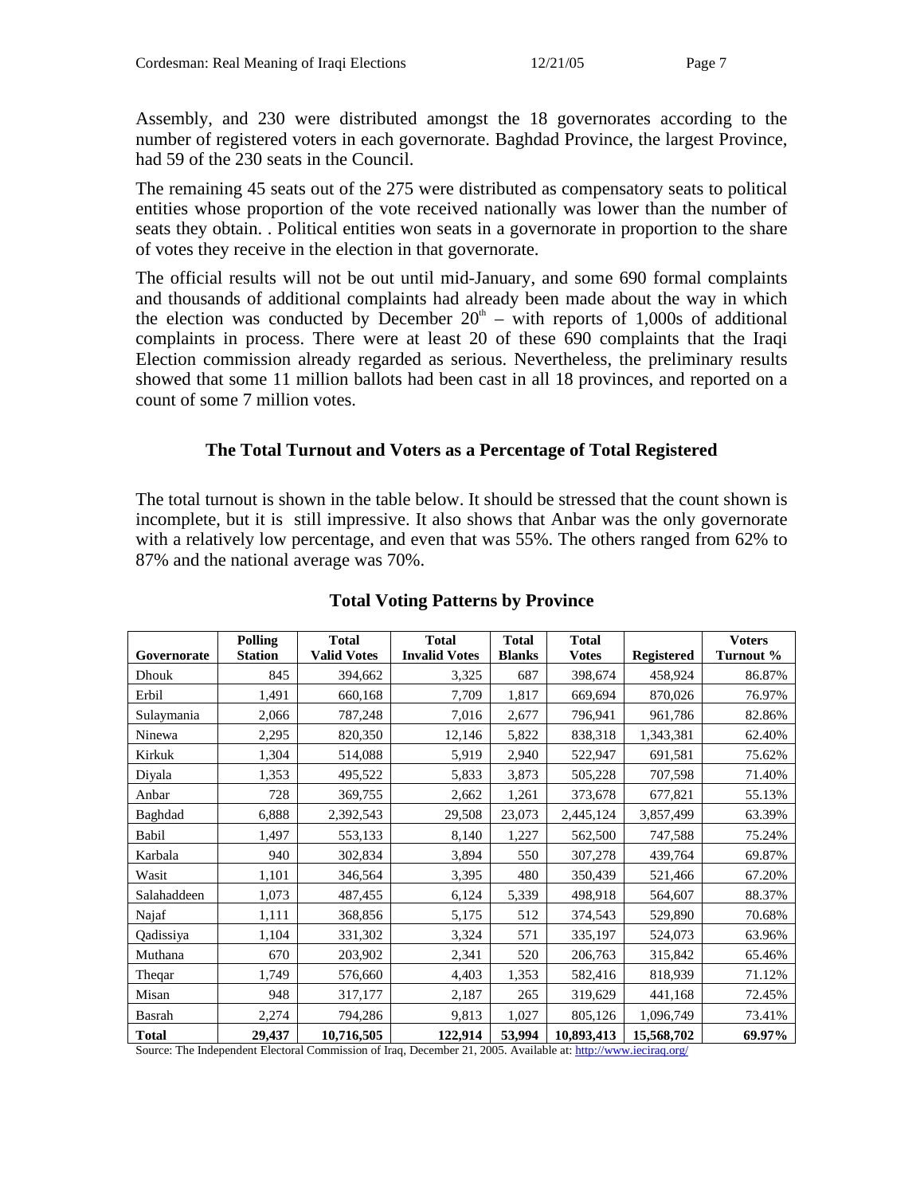Assembly, and 230 were distributed amongst the 18 governorates according to the number of registered voters in each governorate. Baghdad Province, the largest Province, had 59 of the 230 seats in the Council.

The remaining 45 seats out of the 275 were distributed as compensatory seats to political entities whose proportion of the vote received nationally was lower than the number of seats they obtain. . Political entities won seats in a governorate in proportion to the share of votes they receive in the election in that governorate.

The official results will not be out until mid-January, and some 690 formal complaints and thousands of additional complaints had already been made about the way in which the election was conducted by December 20th – with reports of 1,000s of additional complaints in process. There were at least 20 of these 690 complaints that the Iraqi Election commission already regarded as serious. Nevertheless, the preliminary results showed that some 11 million ballots had been cast in all 18 provinces, and reported on a count of some 7 million votes.

### The Total Turnout and Voters as a Percentage of Total Registered

The total turnout is shown in the table below. It should be stressed that the count shown is incomplete, but it is still impressive. It also shows that Anbar was the only governorate with a relatively low percentage, and even that was 55%. The others ranged from 62% to 87% and the national average was 70%.

### Total Voting Patterns by Province

| Governorate | Polling Station | Total Valid Votes | Total Invalid Votes | Total Blanks | Total Votes | Registered | Voters Turnout % |
|---|---|---|---|---|---|---|---|
| Dhouk | 845 | 394,662 | 3,325 | 687 | 398,674 | 458,924 | 86.87% |
| Erbil | 1,491 | 660,168 | 7,709 | 1,817 | 669,694 | 870,026 | 76.97% |
| Sulaymania | 2,066 | 787,248 | 7,016 | 2,677 | 796,941 | 961,786 | 82.86% |
| Ninewa | 2,295 | 820,350 | 12,146 | 5,822 | 838,318 | 1,343,381 | 62.40% |
| Kirkuk | 1,304 | 514,088 | 5,919 | 2,940 | 522,947 | 691,581 | 75.62% |
| Diyala | 1,353 | 495,522 | 5,833 | 3,873 | 505,228 | 707,598 | 71.40% |
| Anbar | 728 | 369,755 | 2,662 | 1,261 | 373,678 | 677,821 | 55.13% |
| Baghdad | 6,888 | 2,392,543 | 29,508 | 23,073 | 2,445,124 | 3,857,499 | 63.39% |
| Babil | 1,497 | 553,133 | 8,140 | 1,227 | 562,500 | 747,588 | 75.24% |
| Karbala | 940 | 302,834 | 3,894 | 550 | 307,278 | 439,764 | 69.87% |
| Wasit | 1,101 | 346,564 | 3,395 | 480 | 350,439 | 521,466 | 67.20% |
| Salahaddeen | 1,073 | 487,455 | 6,124 | 5,339 | 498,918 | 564,607 | 88.37% |
| Najaf | 1,111 | 368,856 | 5,175 | 512 | 374,543 | 529,890 | 70.68% |
| Qadissiya | 1,104 | 331,302 | 3,324 | 571 | 335,197 | 524,073 | 63.96% |
| Muthana | 670 | 203,902 | 2,341 | 520 | 206,763 | 315,842 | 65.46% |
| Theqar | 1,749 | 576,660 | 4,403 | 1,353 | 582,416 | 818,939 | 71.12% |
| Misan | 948 | 317,177 | 2,187 | 265 | 319,629 | 441,168 | 72.45% |
| Basrah | 2,274 | 794,286 | 9,813 | 1,027 | 805,126 | 1,096,749 | 73.41% |
| **Total** | **29,437** | **10,716,505** | **122,914** | **53,994** | **10,893,413** | **15,568,702** | **69.97%** |

Source: The Independent Electoral Commission of Iraq, December 21, 2005. Available at: http://www.ieciraq.org/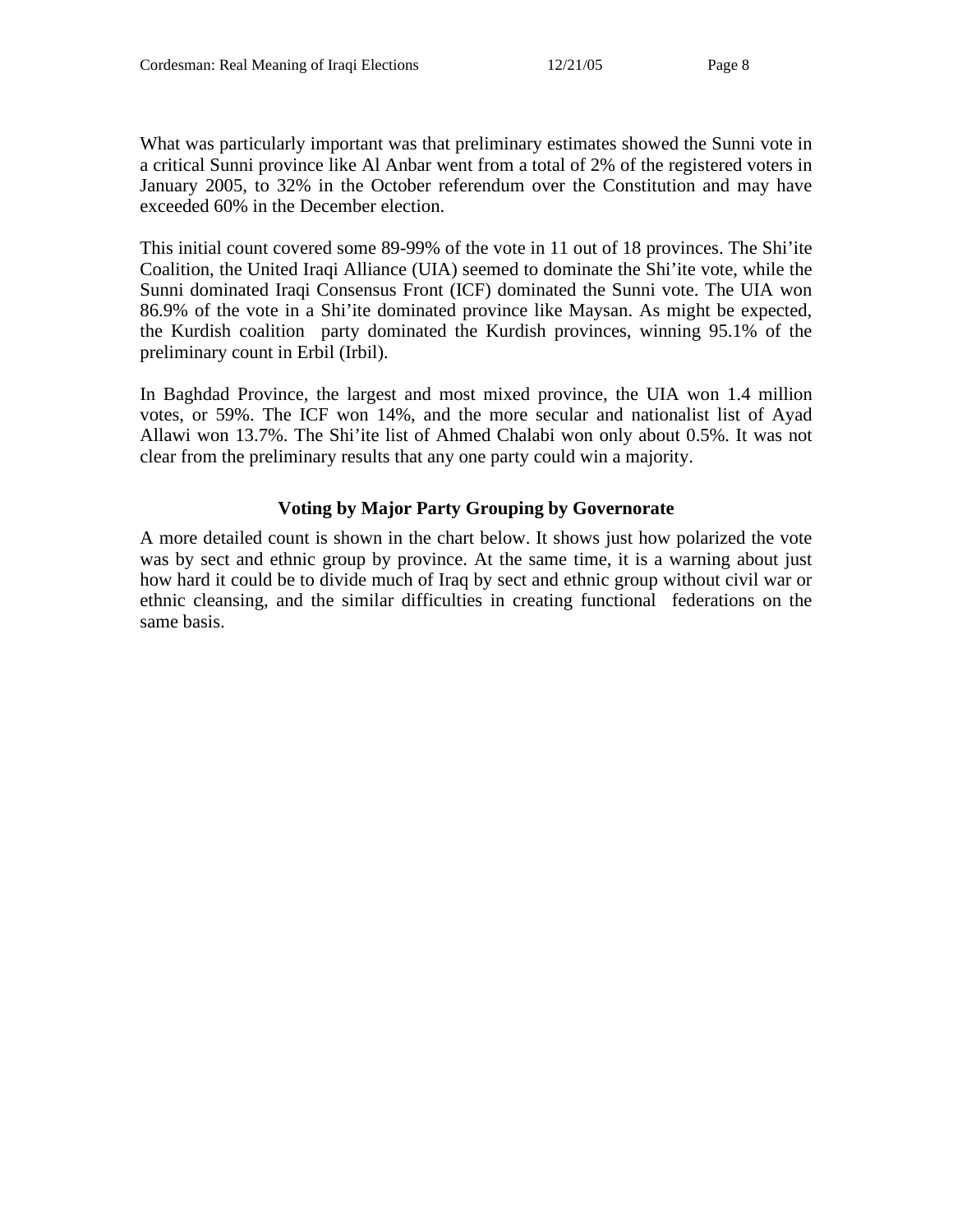What was particularly important was that preliminary estimates showed the Sunni vote in a critical Sunni province like Al Anbar went from a total of 2% of the registered voters in January 2005, to 32% in the October referendum over the Constitution and may have exceeded 60% in the December election.

This initial count covered some 89-99% of the vote in 11 out of 18 provinces. The Shi'ite Coalition, the United Iraqi Alliance (UIA) seemed to dominate the Shi'ite vote, while the Sunni dominated Iraqi Consensus Front (ICF) dominated the Sunni vote. The UIA won 86.9% of the vote in a Shi'ite dominated province like Maysan. As might be expected, the Kurdish coalition party dominated the Kurdish provinces, winning 95.1% of the preliminary count in Erbil (Irbil).

In Baghdad Province, the largest and most mixed province, the UIA won 1.4 million votes, or 59%. The ICF won 14%, and the more secular and nationalist list of Ayad Allawi won 13.7%. The Shi'ite list of Ahmed Chalabi won only about 0.5%. It was not clear from the preliminary results that any one party could win a majority.

### Voting by Major Party Grouping by Governorate

A more detailed count is shown in the chart below. It shows just how polarized the vote was by sect and ethnic group by province. At the same time, it is a warning about just how hard it could be to divide much of Iraq by sect and ethnic group without civil war or ethnic cleansing, and the similar difficulties in creating functional federations on the same basis.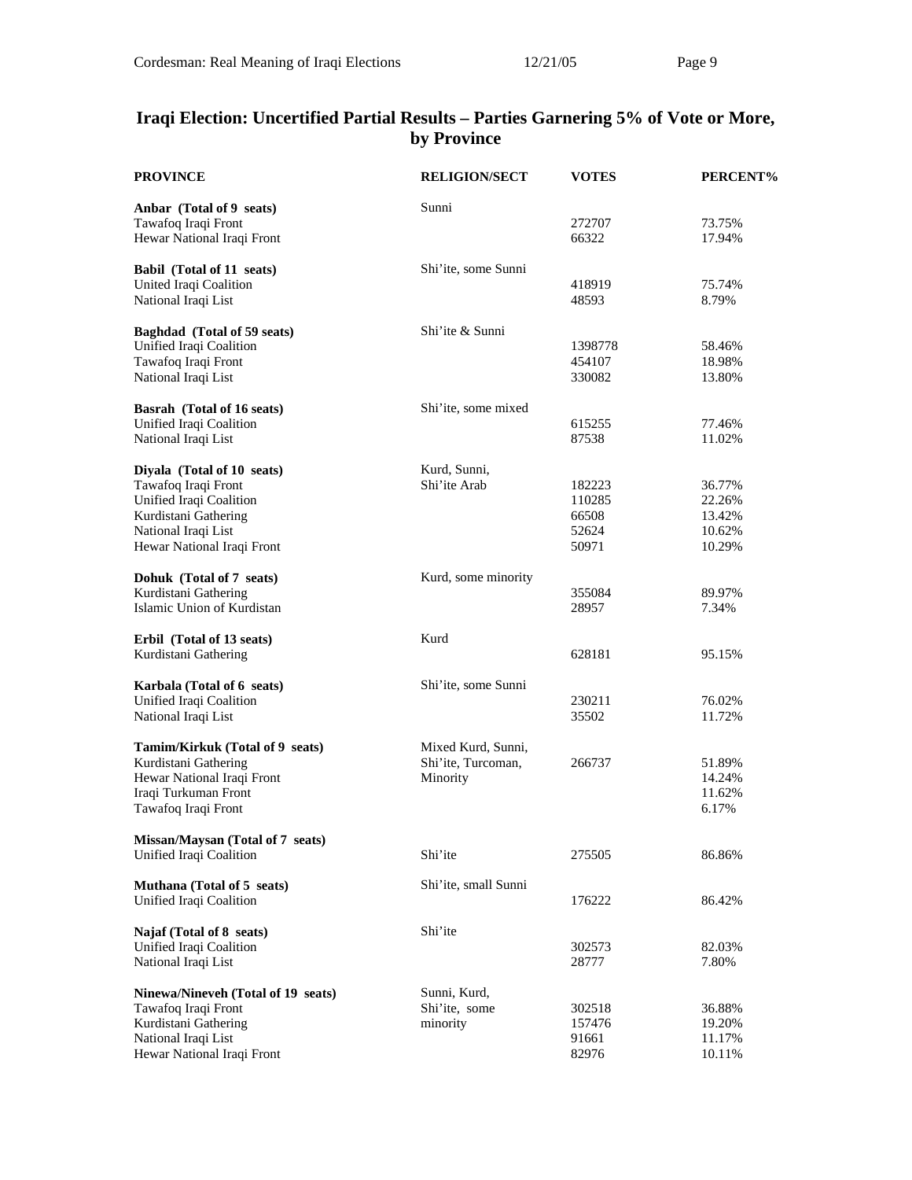## Iraqi Election: Uncertified Partial Results – Parties Garnering 5% of Vote or More, by Province

| PROVINCE | RELIGION/SECT | VOTES | PERCENT% |
|---|---|---|---|
| **Anbar (Total of 9 seats)** | Sunni | | |
| Tawafoq Iraqi Front | | 272707 | 73.75% |
| Hewar National Iraqi Front | | 66322 | 17.94% |
| **Babil (Total of 11 seats)** | Shi'ite, some Sunni | | |
| United Iraqi Coalition | | 418919 | 75.74% |
| National Iraqi List | | 48593 | 8.79% |
| **Baghdad (Total of 59 seats)** | Shi'ite & Sunni | | |
| Unified Iraqi Coalition | | 1398778 | 58.46% |
| Tawafoq Iraqi Front | | 454107 | 18.98% |
| National Iraqi List | | 330082 | 13.80% |
| **Basrah (Total of 16 seats)** | Shi'ite, some mixed | | |
| Unified Iraqi Coalition | | 615255 | 77.46% |
| National Iraqi List | | 87538 | 11.02% |
| **Diyala (Total of 10 seats)** | Kurd, Sunni, | | |
| Tawafoq Iraqi Front | Shi'ite Arab | 182223 | 36.77% |
| Unified Iraqi Coalition | | 110285 | 22.26% |
| Kurdistani Gathering | | 66508 | 13.42% |
| National Iraqi List | | 52624 | 10.62% |
| Hewar National Iraqi Front | | 50971 | 10.29% |
| **Dohuk (Total of 7 seats)** | Kurd, some minority | | |
| Kurdistani Gathering | | 355084 | 89.97% |
| Islamic Union of Kurdistan | | 28957 | 7.34% |
| **Erbil (Total of 13 seats)** | Kurd | | |
| Kurdistani Gathering | | 628181 | 95.15% |
| **Karbala (Total of 6 seats)** | Shi'ite, some Sunni | | |
| Unified Iraqi Coalition | | 230211 | 76.02% |
| National Iraqi List | | 35502 | 11.72% |
| **Tamim/Kirkuk (Total of 9 seats)** | Mixed Kurd, Sunni, | | |
| Kurdistani Gathering | Shi'ite, Turcoman, | 266737 | 51.89% |
| Hewar National Iraqi Front | Minority | | 14.24% |
| Iraqi Turkuman Front | | | 11.62% |
| Tawafoq Iraqi Front | | | 6.17% |
| **Missan/Maysan (Total of 7 seats)** | | | |
| Unified Iraqi Coalition | Shi'ite | 275505 | 86.86% |
| **Muthana (Total of 5 seats)** | Shi'ite, small Sunni | | |
| Unified Iraqi Coalition | | 176222 | 86.42% |
| **Najaf (Total of 8 seats)** | Shi'ite | | |
| Unified Iraqi Coalition | | 302573 | 82.03% |
| National Iraqi List | | 28777 | 7.80% |
| **Ninewa/Nineveh (Total of 19 seats)** | Sunni, Kurd, | | |
| Tawafoq Iraqi Front | Shi'ite, some | 302518 | 36.88% |
| Kurdistani Gathering | minority | 157476 | 19.20% |
| National Iraqi List | | 91661 | 11.17% |
| Hewar National Iraqi Front | | 82976 | 10.11% |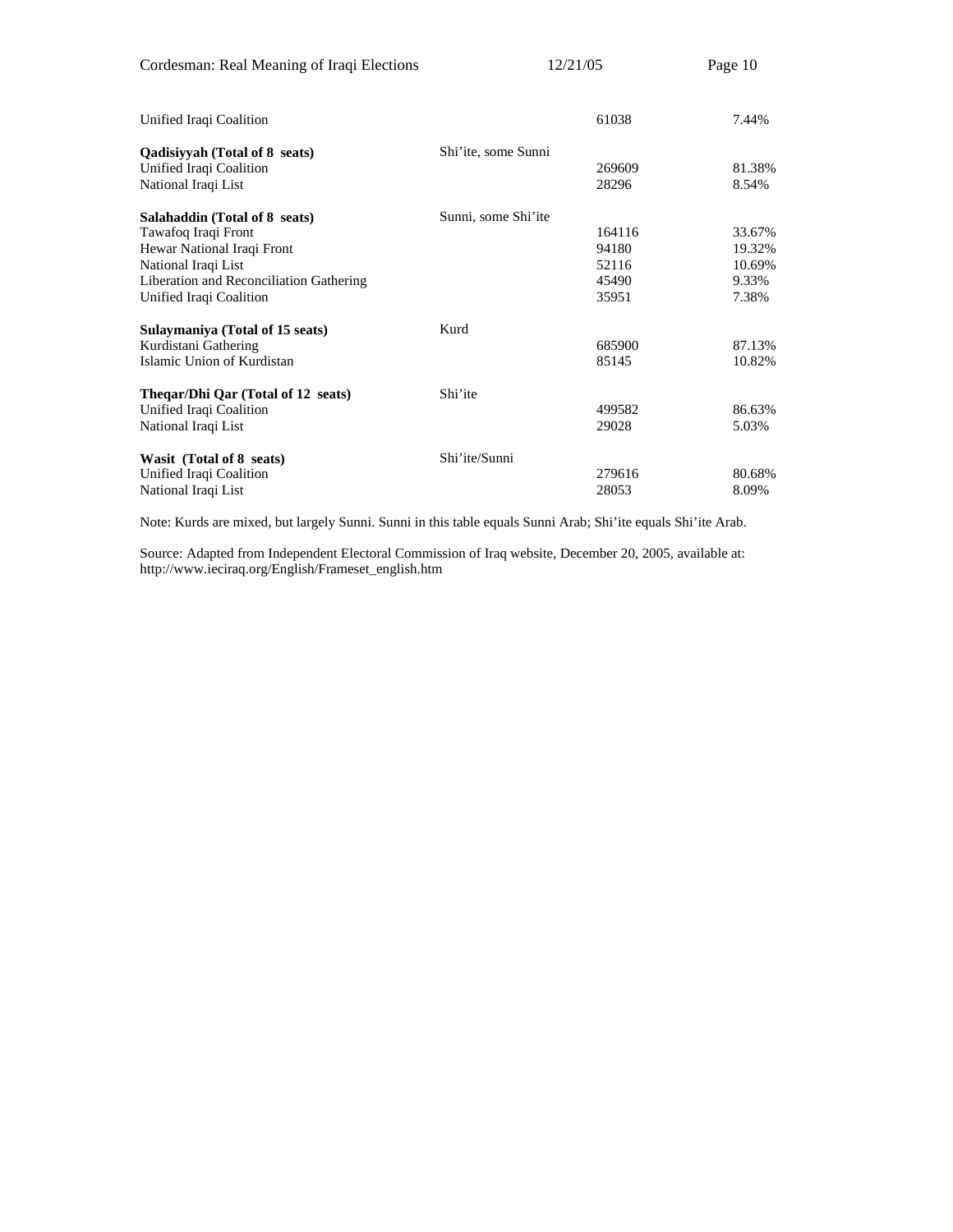| | | | |
|---|---|---|---|
| Unified Iraqi Coalition | | 61038 | 7.44% |
| **Qadisiyyah (Total of 8 seats)** | Shi'ite, some Sunni | | |
| Unified Iraqi Coalition | | 269609 | 81.38% |
| National Iraqi List | | 28296 | 8.54% |
| **Salahaddin (Total of 8 seats)** | Sunni, some Shi'ite | | |
| Tawafoq Iraqi Front | | 164116 | 33.67% |
| Hewar National Iraqi Front | | 94180 | 19.32% |
| National Iraqi List | | 52116 | 10.69% |
| Liberation and Reconciliation Gathering | | 45490 | 9.33% |
| Unified Iraqi Coalition | | 35951 | 7.38% |
| **Sulaymaniya (Total of 15 seats)** | Kurd | | |
| Kurdistani Gathering | | 685900 | 87.13% |
| Islamic Union of Kurdistan | | 85145 | 10.82% |
| **Theqar/Dhi Qar (Total of 12 seats)** | Shi'ite | | |
| Unified Iraqi Coalition | | 499582 | 86.63% |
| National Iraqi List | | 29028 | 5.03% |
| **Wasit (Total of 8 seats)** | Shi'ite/Sunni | | |
| Unified Iraqi Coalition | | 279616 | 80.68% |
| National Iraqi List | | 28053 | 8.09% |

Note: Kurds are mixed, but largely Sunni. Sunni in this table equals Sunni Arab; Shi'ite equals Shi'ite Arab.

Source: Adapted from Independent Electoral Commission of Iraq website, December 20, 2005, available at: http://www.ieciraq.org/English/Frameset_english.htm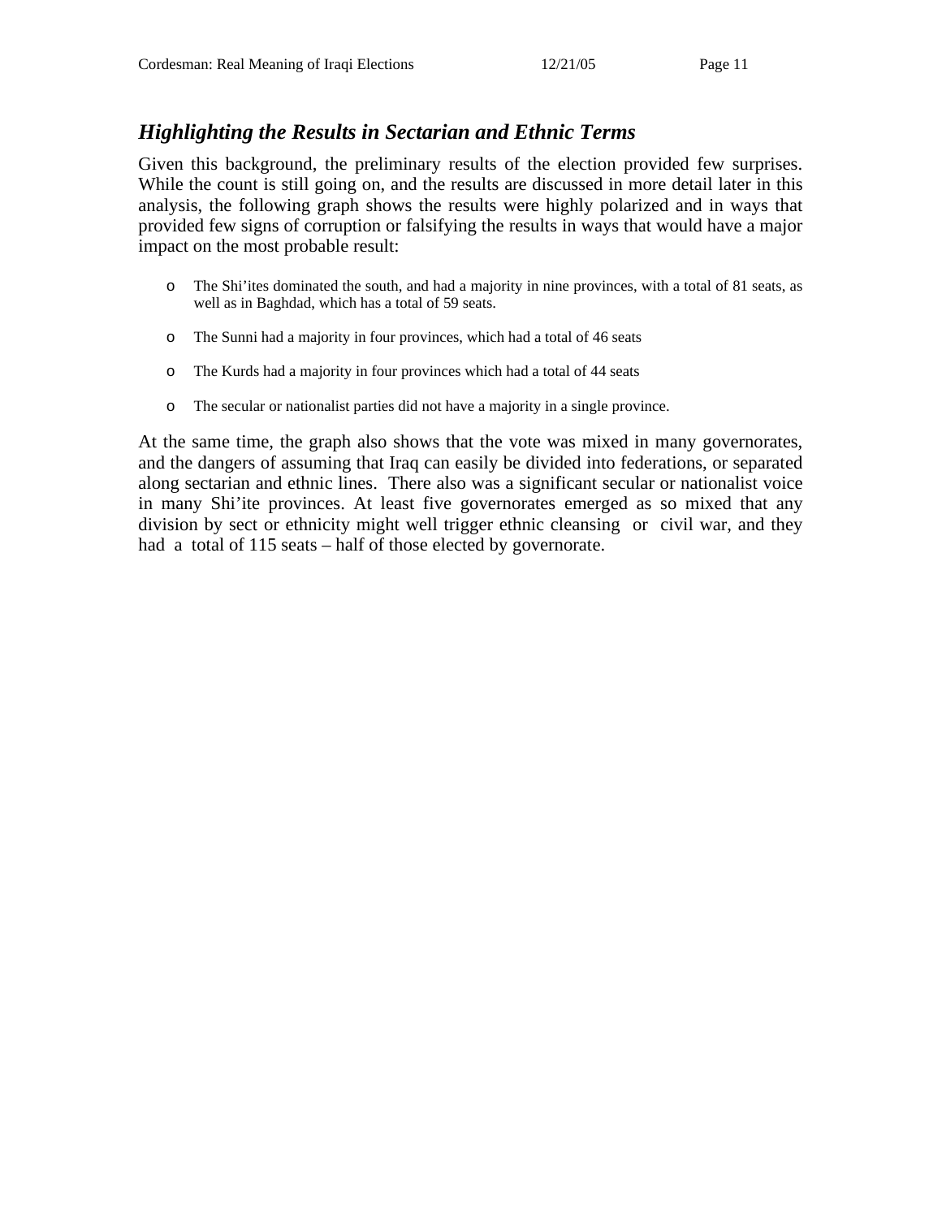### *Highlighting the Results in Sectarian and Ethnic Terms*

Given this background, the preliminary results of the election provided few surprises. While the count is still going on, and the results are discussed in more detail later in this analysis, the following graph shows the results were highly polarized and in ways that provided few signs of corruption or falsifying the results in ways that would have a major impact on the most probable result:

- The Shi'ites dominated the south, and had a majority in nine provinces, with a total of 81 seats, as well as in Baghdad, which has a total of 59 seats.
- The Sunni had a majority in four provinces, which had a total of 46 seats
- The Kurds had a majority in four provinces which had a total of 44 seats
- The secular or nationalist parties did not have a majority in a single province.

At the same time, the graph also shows that the vote was mixed in many governorates, and the dangers of assuming that Iraq can easily be divided into federations, or separated along sectarian and ethnic lines. There also was a significant secular or nationalist voice in many Shi'ite provinces. At least five governorates emerged as so mixed that any division by sect or ethnicity might well trigger ethnic cleansing or civil war, and they had a total of 115 seats – half of those elected by governorate.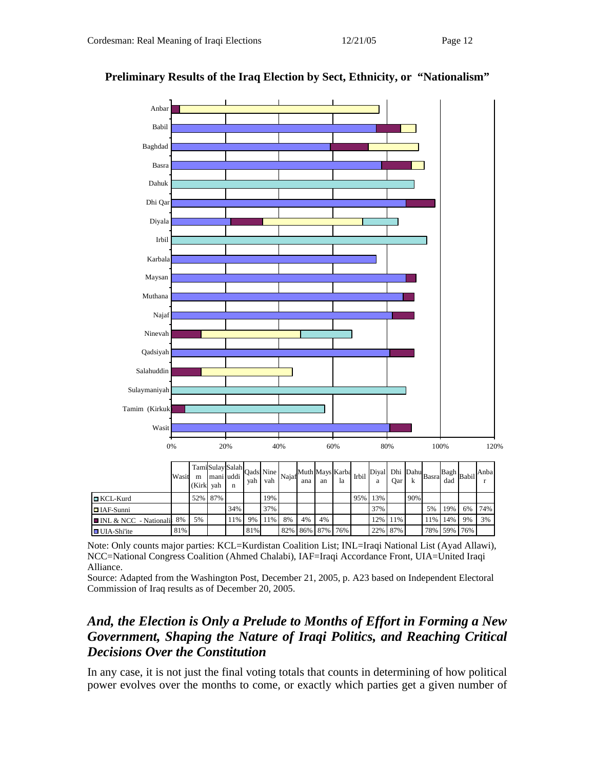**Preliminary Results of the Iraq Election by Sect, Ethnicity, or "Nationalism"**

Anbar
Babil
Baghdad
Basra
Dahuk
Dhi Qar
Diyala
Irbil
Karbala
Maysan
Muthana
Najaf
Ninevah
Qadsiyah
Salahuddin
Sulaymaniyah
Tamim (Kirkuk
Wasit

0% 20% 40% 60% 80% 100% 120%

| | Wasit | Tamim (Kirk | Sulaymaniyah | Salahuddin | Qadsiyah | Ninevah | Najaf | Muthana | Maysan | Karbala | Irbil | Diyala | Dhi Qar | Dahuk | Basra | Baghdad | Babil | Anbar |
|---|---|---|---|---|---|---|---|---|---|---|---|---|---|---|---|---|---|---|
| KCL-Kurd | | 52% | 87% | | | 19% | | | | | 95% | 13% | | 90% | | | | |
| IAF-Sunni | | | | 34% | | 37% | | | | | | 37% | | | 5% | 19% | 6% | 74% |
| INL & NCC - Nationali | 8% | 5% | | 11% | 9% | 11% | 8% | 4% | 4% | | | 12% | 11% | | 11% | 14% | 9% | 3% |
| UIA-Shi'ite | 81% | | | | 81% | | 82% | 86% | 87% | 76% | | 22% | 87% | | 78% | 59% | 76% | |

Note: Only counts major parties: KCL=Kurdistan Coalition List; INL=Iraqi National List (Ayad Allawi), NCC=National Congress Coalition (Ahmed Chalabi), IAF=Iraqi Accordance Front, UIA=United Iraqi Alliance.

Source: Adapted from the Washington Post, December 21, 2005, p. A23 based on Independent Electoral Commission of Iraq results as of December 20, 2005.

## *And, the Election is Only a Prelude to Months of Effort in Forming a New Government, Shaping the Nature of Iraqi Politics, and Reaching Critical Decisions Over the Constitution*

In any case, it is not just the final voting totals that counts in determining of how political power evolves over the months to come, or exactly which parties get a given number of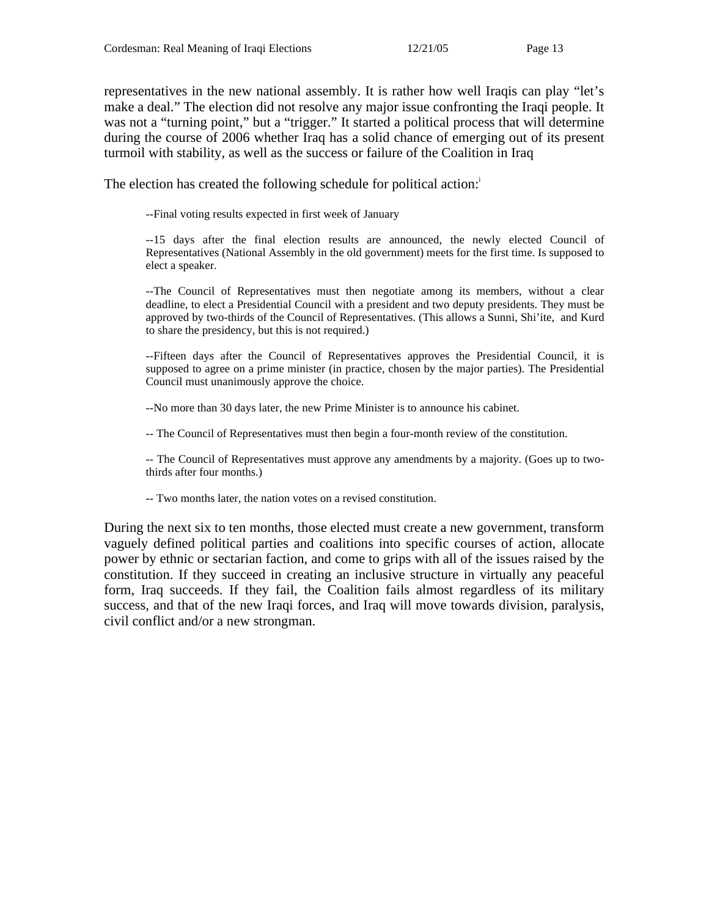representatives in the new national assembly. It is rather how well Iraqis can play "let's make a deal." The election did not resolve any major issue confronting the Iraqi people. It was not a "turning point," but a "trigger." It started a political process that will determine during the course of 2006 whether Iraq has a solid chance of emerging out of its present turmoil with stability, as well as the success or failure of the Coalition in Iraq

The election has created the following schedule for political action:[i]

> --Final voting results expected in first week of January
>
> --15 days after the final election results are announced, the newly elected Council of Representatives (National Assembly in the old government) meets for the first time. Is supposed to elect a speaker.
>
> --The Council of Representatives must then negotiate among its members, without a clear deadline, to elect a Presidential Council with a president and two deputy presidents. They must be approved by two-thirds of the Council of Representatives. (This allows a Sunni, Shi'ite, and Kurd to share the presidency, but this is not required.)
>
> --Fifteen days after the Council of Representatives approves the Presidential Council, it is supposed to agree on a prime minister (in practice, chosen by the major parties). The Presidential Council must unanimously approve the choice.
>
> --No more than 30 days later, the new Prime Minister is to announce his cabinet.
>
> -- The Council of Representatives must then begin a four-month review of the constitution.
>
> -- The Council of Representatives must approve any amendments by a majority. (Goes up to two-thirds after four months.)
>
> -- Two months later, the nation votes on a revised constitution.

During the next six to ten months, those elected must create a new government, transform vaguely defined political parties and coalitions into specific courses of action, allocate power by ethnic or sectarian faction, and come to grips with all of the issues raised by the constitution. If they succeed in creating an inclusive structure in virtually any peaceful form, Iraq succeeds. If they fail, the Coalition fails almost regardless of its military success, and that of the new Iraqi forces, and Iraq will move towards division, paralysis, civil conflict and/or a new strongman.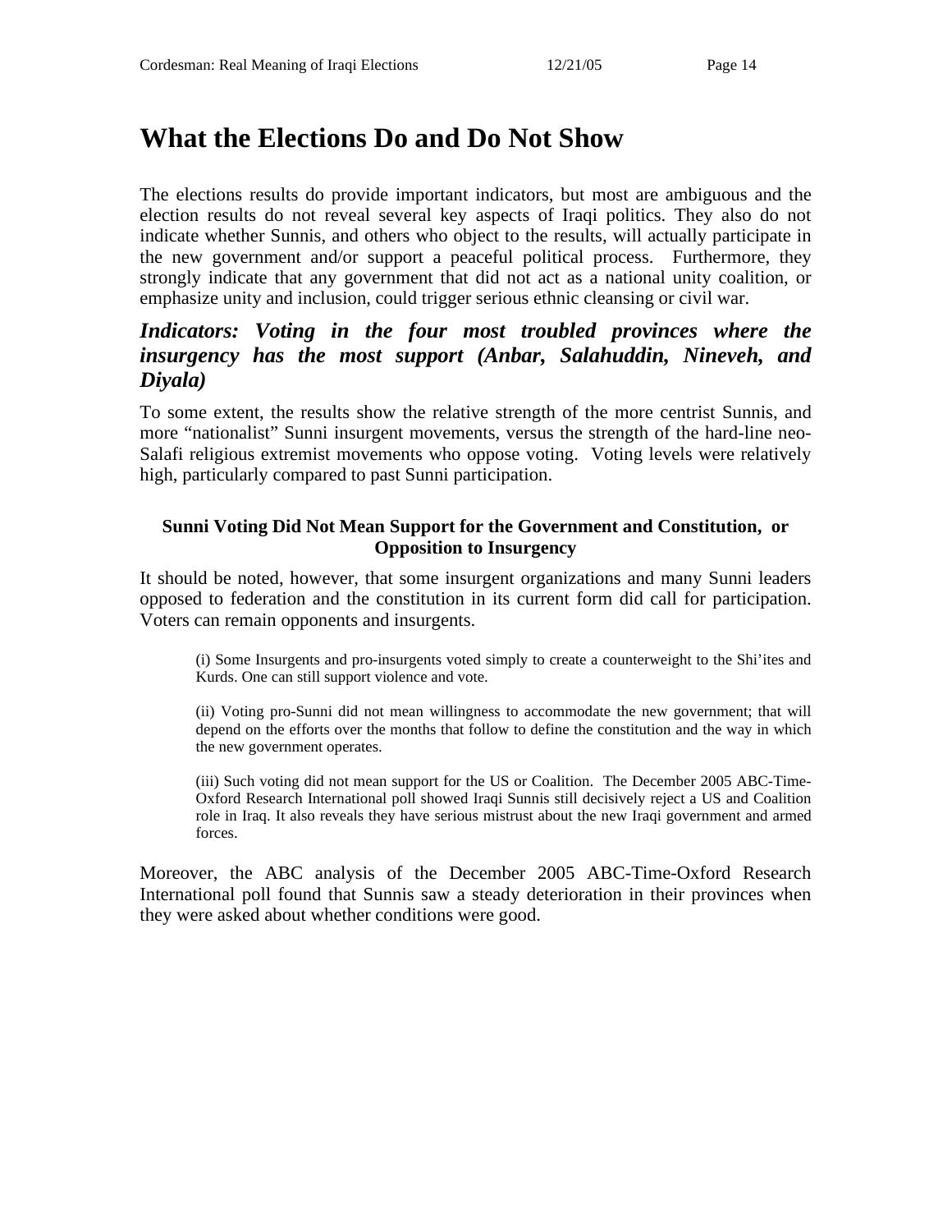# What the Elections Do and Do Not Show

The elections results do provide important indicators, but most are ambiguous and the election results do not reveal several key aspects of Iraqi politics. They also do not indicate whether Sunnis, and others who object to the results, will actually participate in the new government and/or support a peaceful political process. Furthermore, they strongly indicate that any government that did not act as a national unity coalition, or emphasize unity and inclusion, could trigger serious ethnic cleansing or civil war.

## *Indicators: Voting in the four most troubled provinces where the insurgency has the most support (Anbar, Salahuddin, Nineveh, and Diyala)*

To some extent, the results show the relative strength of the more centrist Sunnis, and more "nationalist" Sunni insurgent movements, versus the strength of the hard-line neo-Salafi religious extremist movements who oppose voting. Voting levels were relatively high, particularly compared to past Sunni participation.

### Sunni Voting Did Not Mean Support for the Government and Constitution, or Opposition to Insurgency

It should be noted, however, that some insurgent organizations and many Sunni leaders opposed to federation and the constitution in its current form did call for participation. Voters can remain opponents and insurgents.

> (i) Some Insurgents and pro-insurgents voted simply to create a counterweight to the Shi'ites and Kurds. One can still support violence and vote.
>
> (ii) Voting pro-Sunni did not mean willingness to accommodate the new government; that will depend on the efforts over the months that follow to define the constitution and the way in which the new government operates.
>
> (iii) Such voting did not mean support for the US or Coalition. The December 2005 ABC-Time-Oxford Research International poll showed Iraqi Sunnis still decisively reject a US and Coalition role in Iraq. It also reveals they have serious mistrust about the new Iraqi government and armed forces.

Moreover, the ABC analysis of the December 2005 ABC-Time-Oxford Research International poll found that Sunnis saw a steady deterioration in their provinces when they were asked about whether conditions were good.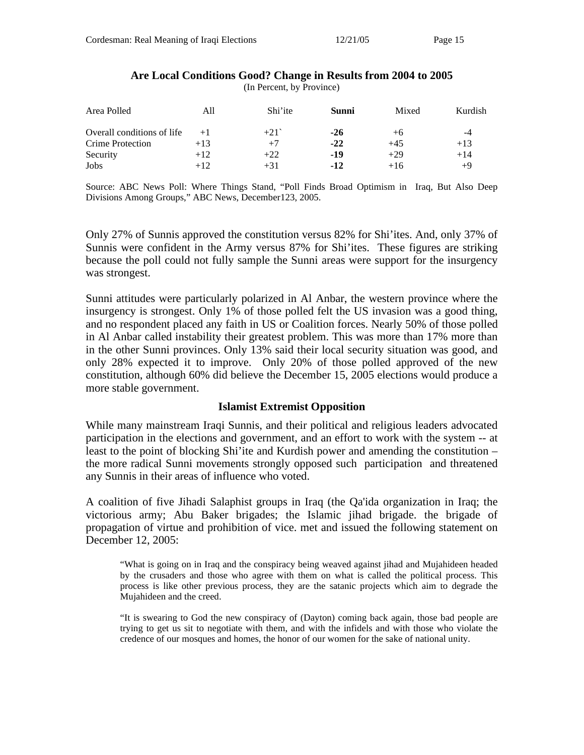**Are Local Conditions Good? Change in Results from 2004 to 2005**
(In Percent, by Province)

| Area Polled | All | Shi'ite | **Sunni** | Mixed | Kurdish |
|---|---|---|---|---|---|
| Overall conditions of life | +1 | +21` | **-26** | +6 | -4 |
| Crime Protection | +13 | +7 | **-22** | +45 | +13 |
| Security | +12 | +22 | **-19** | +29 | +14 |
| Jobs | +12 | +31 | **-12** | +16 | +9 |

Source: ABC News Poll: Where Things Stand, "Poll Finds Broad Optimism in Iraq, But Also Deep Divisions Among Groups," ABC News, December123, 2005.

Only 27% of Sunnis approved the constitution versus 82% for Shi'ites. And, only 37% of Sunnis were confident in the Army versus 87% for Shi'ites. These figures are striking because the poll could not fully sample the Sunni areas were support for the insurgency was strongest.

Sunni attitudes were particularly polarized in Al Anbar, the western province where the insurgency is strongest. Only 1% of those polled felt the US invasion was a good thing, and no respondent placed any faith in US or Coalition forces. Nearly 50% of those polled in Al Anbar called instability their greatest problem. This was more than 17% more than in the other Sunni provinces. Only 13% said their local security situation was good, and only 28% expected it to improve. Only 20% of those polled approved of the new constitution, although 60% did believe the December 15, 2005 elections would produce a more stable government.

### Islamist Extremist Opposition

While many mainstream Iraqi Sunnis, and their political and religious leaders advocated participation in the elections and government, and an effort to work with the system -- at least to the point of blocking Shi'ite and Kurdish power and amending the constitution – the more radical Sunni movements strongly opposed such participation and threatened any Sunnis in their areas of influence who voted.

A coalition of five Jihadi Salaphist groups in Iraq (the Qa'ida organization in Iraq; the victorious army; Abu Baker brigades; the Islamic jihad brigade. the brigade of propagation of virtue and prohibition of vice. met and issued the following statement on December 12, 2005:

> "What is going on in Iraq and the conspiracy being weaved against jihad and Mujahideen headed by the crusaders and those who agree with them on what is called the political process. This process is like other previous process, they are the satanic projects which aim to degrade the Mujahideen and the creed.
>
> "It is swearing to God the new conspiracy of (Dayton) coming back again, those bad people are trying to get us sit to negotiate with them, and with the infidels and with those who violate the credence of our mosques and homes, the honor of our women for the sake of national unity.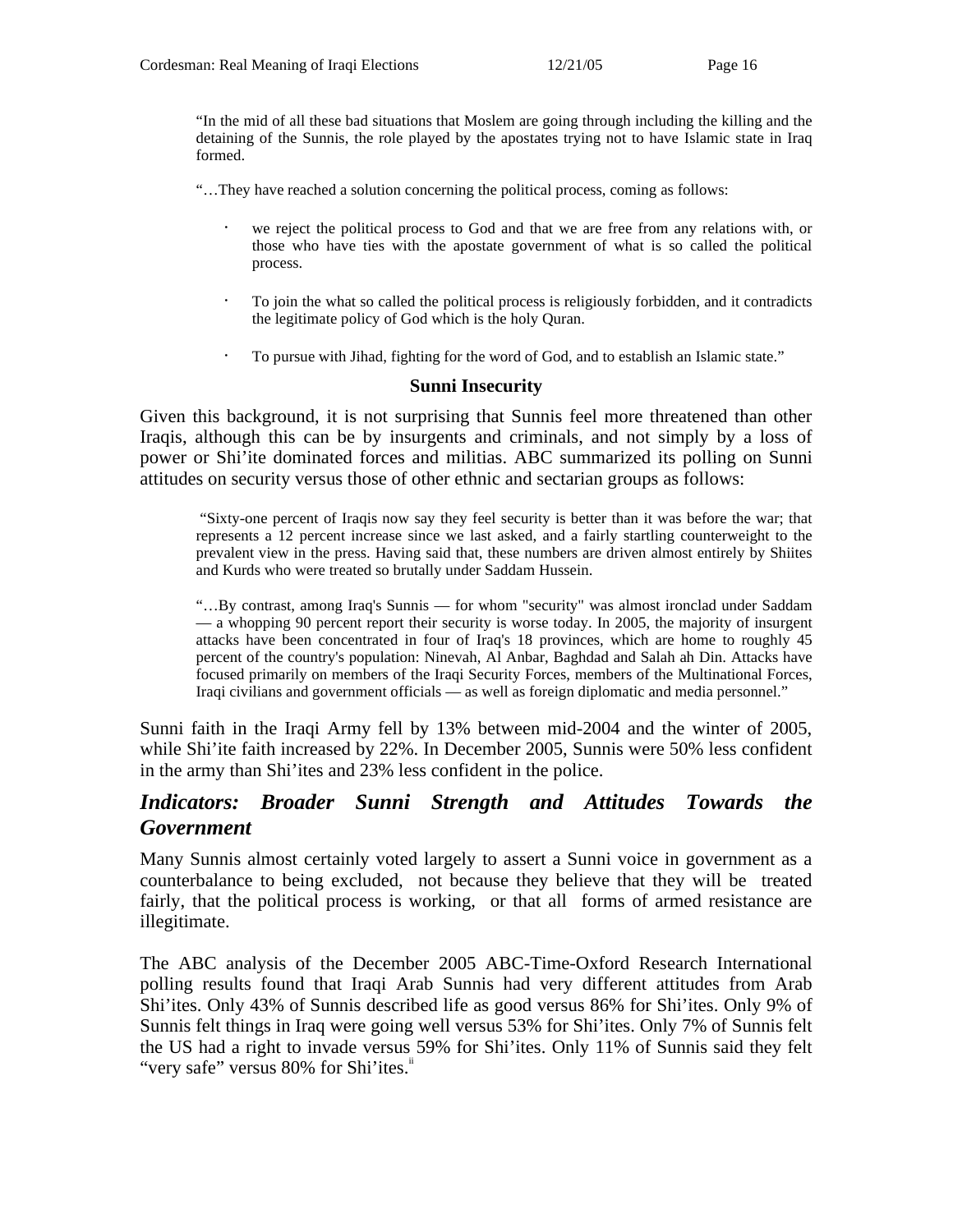"In the mid of all these bad situations that Moslem are going through including the killing and the detaining of the Sunnis, the role played by the apostates trying not to have Islamic state in Iraq formed.

"…They have reached a solution concerning the political process, coming as follows:

- we reject the political process to God and that we are free from any relations with, or those who have ties with the apostate government of what is so called the political process.
- To join the what so called the political process is religiously forbidden, and it contradicts the legitimate policy of God which is the holy Quran.
- To pursue with Jihad, fighting for the word of God, and to establish an Islamic state."

**Sunni Insecurity**

Given this background, it is not surprising that Sunnis feel more threatened than other Iraqis, although this can be by insurgents and criminals, and not simply by a loss of power or Shi'ite dominated forces and militias. ABC summarized its polling on Sunni attitudes on security versus those of other ethnic and sectarian groups as follows:

"Sixty-one percent of Iraqis now say they feel security is better than it was before the war; that represents a 12 percent increase since we last asked, and a fairly startling counterweight to the prevalent view in the press. Having said that, these numbers are driven almost entirely by Shiites and Kurds who were treated so brutally under Saddam Hussein.

"…By contrast, among Iraq's Sunnis — for whom "security" was almost ironclad under Saddam — a whopping 90 percent report their security is worse today. In 2005, the majority of insurgent attacks have been concentrated in four of Iraq's 18 provinces, which are home to roughly 45 percent of the country's population: Ninevah, Al Anbar, Baghdad and Salah ah Din. Attacks have focused primarily on members of the Iraqi Security Forces, members of the Multinational Forces, Iraqi civilians and government officials — as well as foreign diplomatic and media personnel."

Sunni faith in the Iraqi Army fell by 13% between mid-2004 and the winter of 2005, while Shi'ite faith increased by 22%. In December 2005, Sunnis were 50% less confident in the army than Shi'ites and 23% less confident in the police.

## *Indicators: Broader Sunni Strength and Attitudes Towards the Government*

Many Sunnis almost certainly voted largely to assert a Sunni voice in government as a counterbalance to being excluded, not because they believe that they will be treated fairly, that the political process is working, or that all forms of armed resistance are illegitimate.

The ABC analysis of the December 2005 ABC-Time-Oxford Research International polling results found that Iraqi Arab Sunnis had very different attitudes from Arab Shi'ites. Only 43% of Sunnis described life as good versus 86% for Shi'ites. Only 9% of Sunnis felt things in Iraq were going well versus 53% for Shi'ites. Only 7% of Sunnis felt the US had a right to invade versus 59% for Shi'ites. Only 11% of Sunnis said they felt "very safe" versus 80% for Shi'ites.[ii]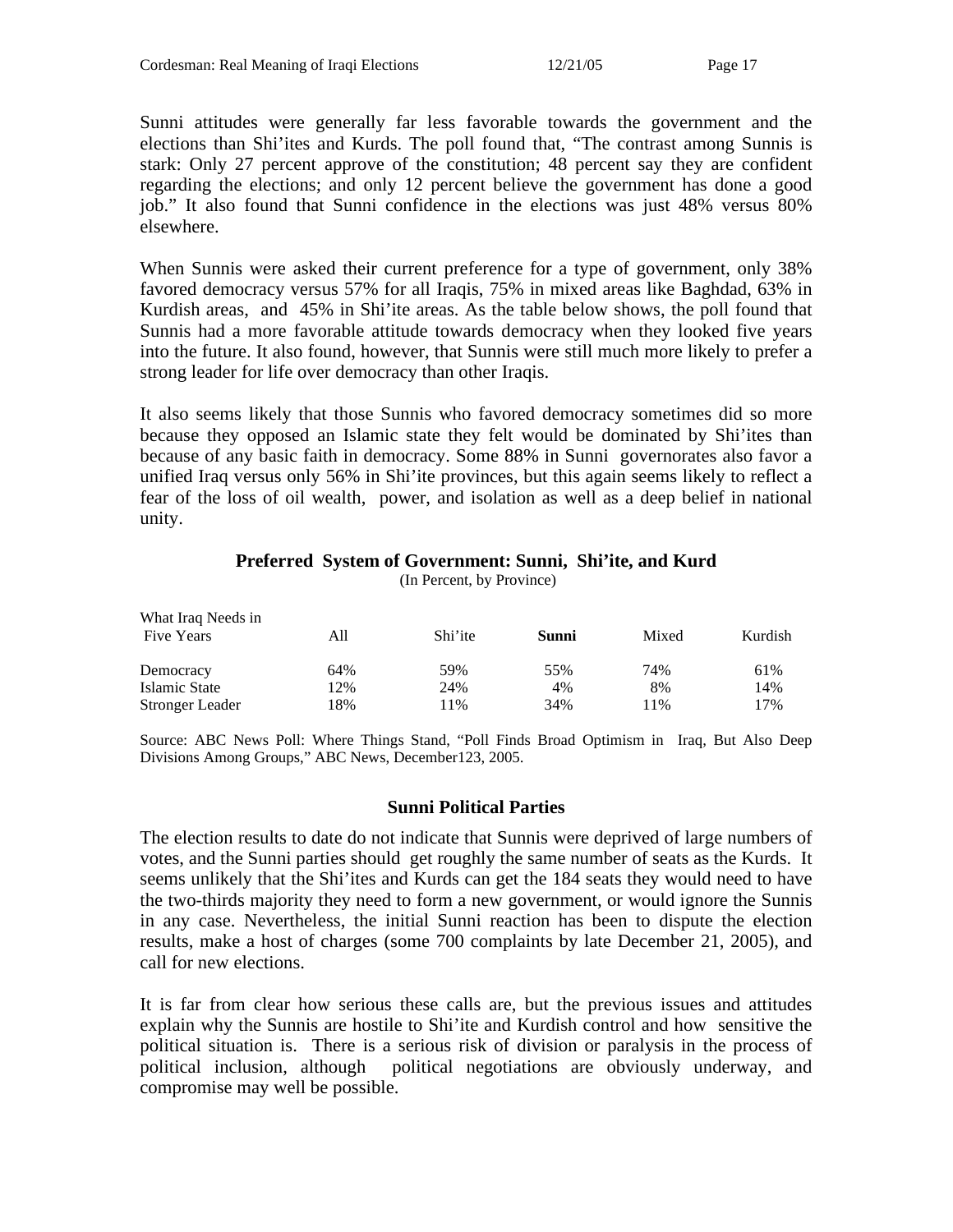Sunni attitudes were generally far less favorable towards the government and the elections than Shi'ites and Kurds. The poll found that, "The contrast among Sunnis is stark: Only 27 percent approve of the constitution; 48 percent say they are confident regarding the elections; and only 12 percent believe the government has done a good job." It also found that Sunni confidence in the elections was just 48% versus 80% elsewhere.

When Sunnis were asked their current preference for a type of government, only 38% favored democracy versus 57% for all Iraqis, 75% in mixed areas like Baghdad, 63% in Kurdish areas, and 45% in Shi'ite areas. As the table below shows, the poll found that Sunnis had a more favorable attitude towards democracy when they looked five years into the future. It also found, however, that Sunnis were still much more likely to prefer a strong leader for life over democracy than other Iraqis.

It also seems likely that those Sunnis who favored democracy sometimes did so more because they opposed an Islamic state they felt would be dominated by Shi'ites than because of any basic faith in democracy. Some 88% in Sunni governorates also favor a unified Iraq versus only 56% in Shi'ite provinces, but this again seems likely to reflect a fear of the loss of oil wealth, power, and isolation as well as a deep belief in national unity.

**Preferred System of Government: Sunni, Shi'ite, and Kurd**
(In Percent, by Province)

| What Iraq Needs in Five Years | All | Shi'ite | **Sunni** | Mixed | Kurdish |
|---|---|---|---|---|---|
| Democracy | 64% | 59% | 55% | 74% | 61% |
| Islamic State | 12% | 24% | 4% | 8% | 14% |
| Stronger Leader | 18% | 11% | 34% | 11% | 17% |

Source: ABC News Poll: Where Things Stand, "Poll Finds Broad Optimism in Iraq, But Also Deep Divisions Among Groups," ABC News, December123, 2005.

## Sunni Political Parties

The election results to date do not indicate that Sunnis were deprived of large numbers of votes, and the Sunni parties should get roughly the same number of seats as the Kurds. It seems unlikely that the Shi'ites and Kurds can get the 184 seats they would need to have the two-thirds majority they need to form a new government, or would ignore the Sunnis in any case. Nevertheless, the initial Sunni reaction has been to dispute the election results, make a host of charges (some 700 complaints by late December 21, 2005), and call for new elections.

It is far from clear how serious these calls are, but the previous issues and attitudes explain why the Sunnis are hostile to Shi'ite and Kurdish control and how sensitive the political situation is. There is a serious risk of division or paralysis in the process of political inclusion, although political negotiations are obviously underway, and compromise may well be possible.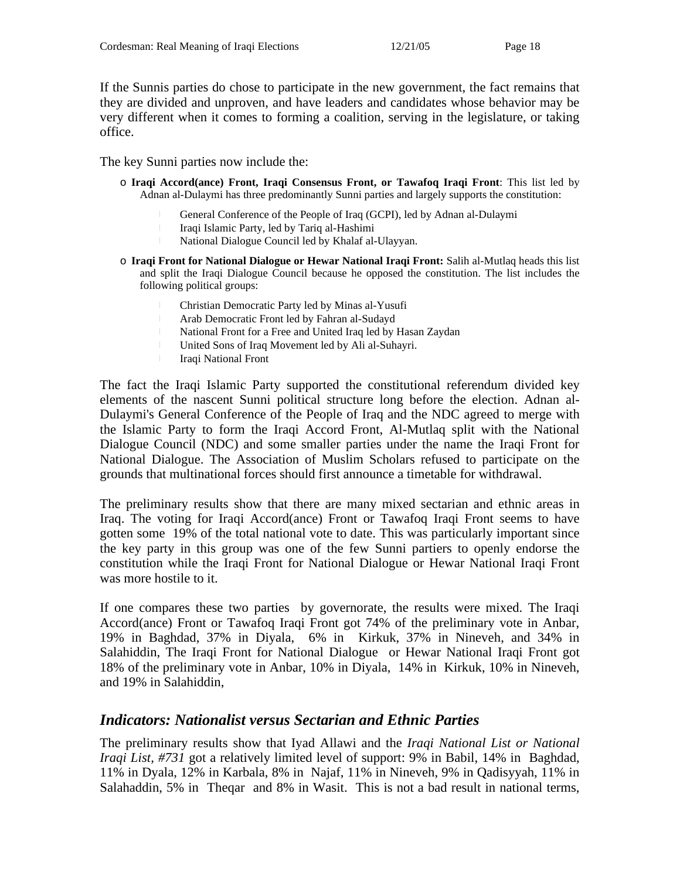If the Sunnis parties do chose to participate in the new government, the fact remains that they are divided and unproven, and have leaders and candidates whose behavior may be very different when it comes to forming a coalition, serving in the legislature, or taking office.

The key Sunni parties now include the:

- **Iraqi Accord(ance) Front, Iraqi Consensus Front, or Tawafoq Iraqi Front**: This list led by Adnan al-Dulaymi has three predominantly Sunni parties and largely supports the constitution:
  - General Conference of the People of Iraq (GCPI), led by Adnan al-Dulaymi
  - Iraqi Islamic Party, led by Tariq al-Hashimi
  - National Dialogue Council led by Khalaf al-Ulayyan.
- **Iraqi Front for National Dialogue or Hewar National Iraqi Front:** Salih al-Mutlaq heads this list and split the Iraqi Dialogue Council because he opposed the constitution. The list includes the following political groups:
  - Christian Democratic Party led by Minas al-Yusufi
  - Arab Democratic Front led by Fahran al-Sudayd
  - National Front for a Free and United Iraq led by Hasan Zaydan
  - United Sons of Iraq Movement led by Ali al-Suhayri.
  - Iraqi National Front

The fact the Iraqi Islamic Party supported the constitutional referendum divided key elements of the nascent Sunni political structure long before the election. Adnan al-Dulaymi's General Conference of the People of Iraq and the NDC agreed to merge with the Islamic Party to form the Iraqi Accord Front, Al-Mutlaq split with the National Dialogue Council (NDC) and some smaller parties under the name the Iraqi Front for National Dialogue. The Association of Muslim Scholars refused to participate on the grounds that multinational forces should first announce a timetable for withdrawal.

The preliminary results show that there are many mixed sectarian and ethnic areas in Iraq. The voting for Iraqi Accord(ance) Front or Tawafoq Iraqi Front seems to have gotten some 19% of the total national vote to date. This was particularly important since the key party in this group was one of the few Sunni partiers to openly endorse the constitution while the Iraqi Front for National Dialogue or Hewar National Iraqi Front was more hostile to it.

If one compares these two parties by governorate, the results were mixed. The Iraqi Accord(ance) Front or Tawafoq Iraqi Front got 74% of the preliminary vote in Anbar, 19% in Baghdad, 37% in Diyala, 6% in Kirkuk, 37% in Nineveh, and 34% in Salahiddin, The Iraqi Front for National Dialogue or Hewar National Iraqi Front got 18% of the preliminary vote in Anbar, 10% in Diyala, 14% in Kirkuk, 10% in Nineveh, and 19% in Salahiddin,

## *Indicators: Nationalist versus Sectarian and Ethnic Parties*

The preliminary results show that Iyad Allawi and the *Iraqi National List or National Iraqi List, #731* got a relatively limited level of support: 9% in Babil, 14% in Baghdad, 11% in Dyala, 12% in Karbala, 8% in Najaf, 11% in Nineveh, 9% in Qadisyyah, 11% in Salahaddin, 5% in Theqar and 8% in Wasit. This is not a bad result in national terms,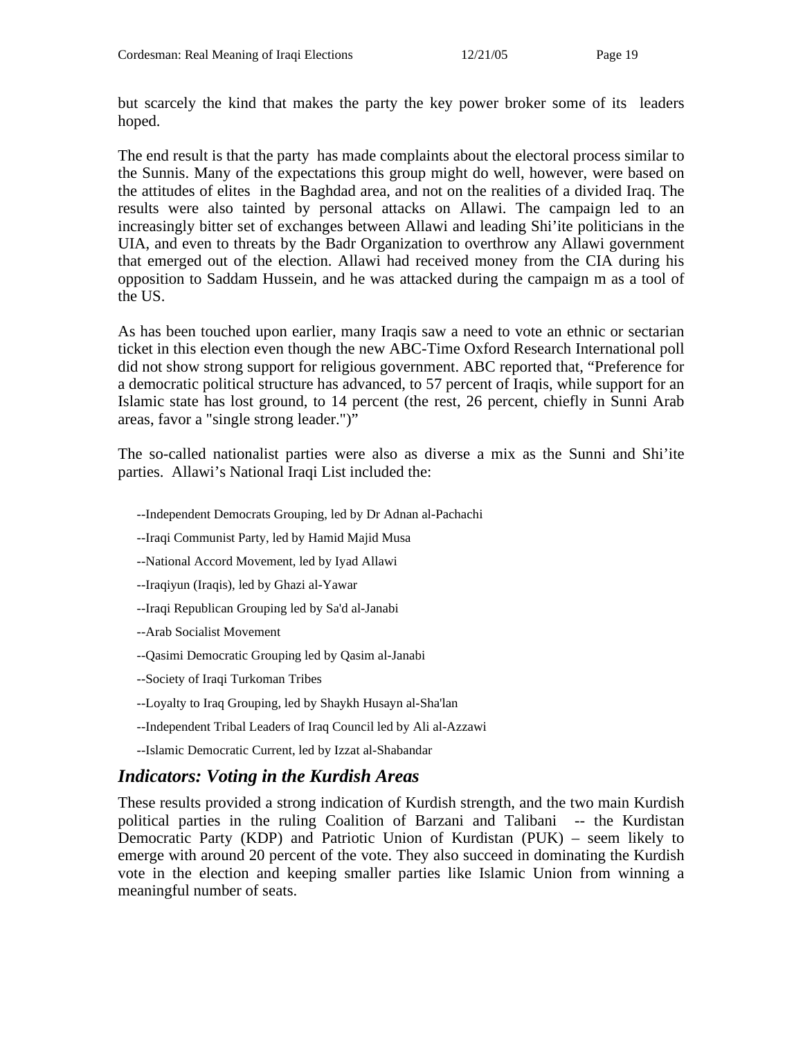but scarcely the kind that makes the party the key power broker some of its leaders hoped.

The end result is that the party has made complaints about the electoral process similar to the Sunnis. Many of the expectations this group might do well, however, were based on the attitudes of elites in the Baghdad area, and not on the realities of a divided Iraq. The results were also tainted by personal attacks on Allawi. The campaign led to an increasingly bitter set of exchanges between Allawi and leading Shi'ite politicians in the UIA, and even to threats by the Badr Organization to overthrow any Allawi government that emerged out of the election. Allawi had received money from the CIA during his opposition to Saddam Hussein, and he was attacked during the campaign m as a tool of the US.

As has been touched upon earlier, many Iraqis saw a need to vote an ethnic or sectarian ticket in this election even though the new ABC-Time Oxford Research International poll did not show strong support for religious government. ABC reported that, "Preference for a democratic political structure has advanced, to 57 percent of Iraqis, while support for an Islamic state has lost ground, to 14 percent (the rest, 26 percent, chiefly in Sunni Arab areas, favor a "single strong leader.")"

The so-called nationalist parties were also as diverse a mix as the Sunni and Shi'ite parties. Allawi's National Iraqi List included the:

--Independent Democrats Grouping, led by Dr Adnan al-Pachachi

--Iraqi Communist Party, led by Hamid Majid Musa

--National Accord Movement, led by Iyad Allawi

--Iraqiyun (Iraqis), led by Ghazi al-Yawar

--Iraqi Republican Grouping led by Sa'd al-Janabi

--Arab Socialist Movement

--Qasimi Democratic Grouping led by Qasim al-Janabi

--Society of Iraqi Turkoman Tribes

--Loyalty to Iraq Grouping, led by Shaykh Husayn al-Sha'lan

--Independent Tribal Leaders of Iraq Council led by Ali al-Azzawi

--Islamic Democratic Current, led by Izzat al-Shabandar

## *Indicators: Voting in the Kurdish Areas*

These results provided a strong indication of Kurdish strength, and the two main Kurdish political parties in the ruling Coalition of Barzani and Talibani -- the Kurdistan Democratic Party (KDP) and Patriotic Union of Kurdistan (PUK) – seem likely to emerge with around 20 percent of the vote. They also succeed in dominating the Kurdish vote in the election and keeping smaller parties like Islamic Union from winning a meaningful number of seats.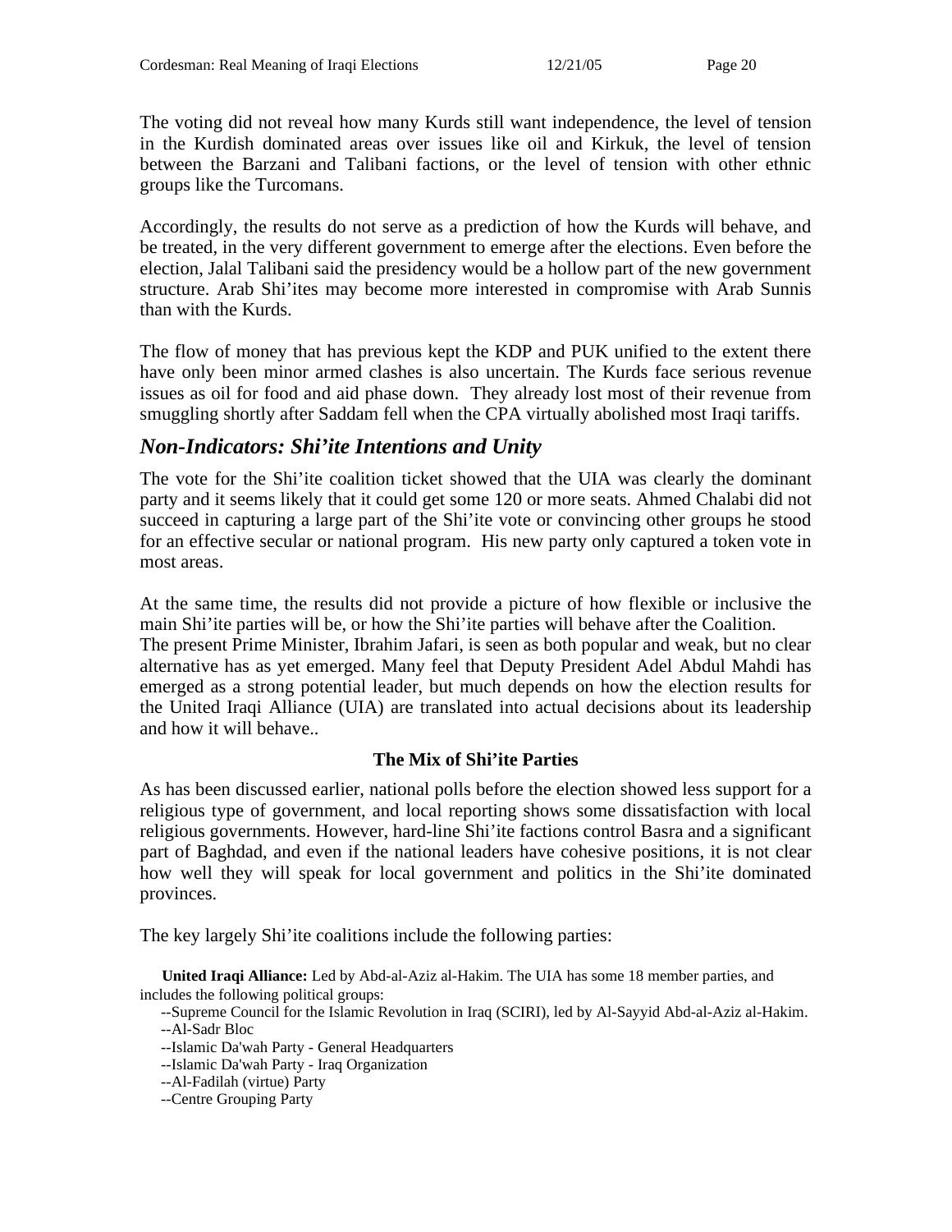The voting did not reveal how many Kurds still want independence, the level of tension in the Kurdish dominated areas over issues like oil and Kirkuk, the level of tension between the Barzani and Talibani factions, or the level of tension with other ethnic groups like the Turcomans.

Accordingly, the results do not serve as a prediction of how the Kurds will behave, and be treated, in the very different government to emerge after the elections. Even before the election, Jalal Talibani said the presidency would be a hollow part of the new government structure. Arab Shi'ites may become more interested in compromise with Arab Sunnis than with the Kurds.

The flow of money that has previous kept the KDP and PUK unified to the extent there have only been minor armed clashes is also uncertain. The Kurds face serious revenue issues as oil for food and aid phase down. They already lost most of their revenue from smuggling shortly after Saddam fell when the CPA virtually abolished most Iraqi tariffs.

## *Non-Indicators: Shi'ite Intentions and Unity*

The vote for the Shi'ite coalition ticket showed that the UIA was clearly the dominant party and it seems likely that it could get some 120 or more seats. Ahmed Chalabi did not succeed in capturing a large part of the Shi'ite vote or convincing other groups he stood for an effective secular or national program. His new party only captured a token vote in most areas.

At the same time, the results did not provide a picture of how flexible or inclusive the main Shi'ite parties will be, or how the Shi'ite parties will behave after the Coalition. The present Prime Minister, Ibrahim Jafari, is seen as both popular and weak, but no clear alternative has as yet emerged. Many feel that Deputy President Adel Abdul Mahdi has emerged as a strong potential leader, but much depends on how the election results for the United Iraqi Alliance (UIA) are translated into actual decisions about its leadership and how it will behave..

### The Mix of Shi'ite Parties

As has been discussed earlier, national polls before the election showed less support for a religious type of government, and local reporting shows some dissatisfaction with local religious governments. However, hard-line Shi'ite factions control Basra and a significant part of Baghdad, and even if the national leaders have cohesive positions, it is not clear how well they will speak for local government and politics in the Shi'ite dominated provinces.

The key largely Shi'ite coalitions include the following parties:

**United Iraqi Alliance:** Led by Abd-al-Aziz al-Hakim. The UIA has some 18 member parties, and includes the following political groups:

--Supreme Council for the Islamic Revolution in Iraq (SCIRI), led by Al-Sayyid Abd-al-Aziz al-Hakim.
--Al-Sadr Bloc
--Islamic Da'wah Party - General Headquarters
--Islamic Da'wah Party - Iraq Organization
--Al-Fadilah (virtue) Party
--Centre Grouping Party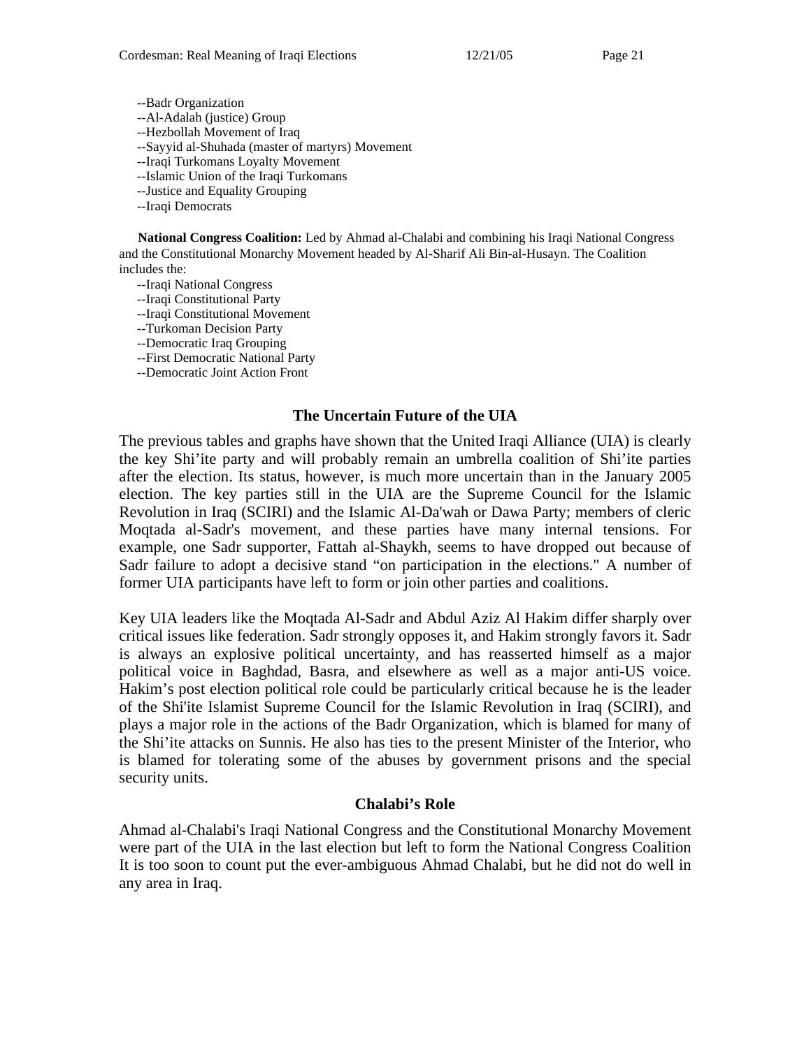--Badr Organization
--Al-Adalah (justice) Group
--Hezbollah Movement of Iraq
--Sayyid al-Shuhada (master of martyrs) Movement
--Iraqi Turkomans Loyalty Movement
--Islamic Union of the Iraqi Turkomans
--Justice and Equality Grouping
--Iraqi Democrats

**National Congress Coalition:** Led by Ahmad al-Chalabi and combining his Iraqi National Congress and the Constitutional Monarchy Movement headed by Al-Sharif Ali Bin-al-Husayn. The Coalition includes the:

--Iraqi National Congress
--Iraqi Constitutional Party
--Iraqi Constitutional Movement
--Turkoman Decision Party
--Democratic Iraq Grouping
--First Democratic National Party
--Democratic Joint Action Front

### The Uncertain Future of the UIA

The previous tables and graphs have shown that the United Iraqi Alliance (UIA) is clearly the key Shi'ite party and will probably remain an umbrella coalition of Shi'ite parties after the election. Its status, however, is much more uncertain than in the January 2005 election. The key parties still in the UIA are the Supreme Council for the Islamic Revolution in Iraq (SCIRI) and the Islamic Al-Da'wah or Dawa Party; members of cleric Moqtada al-Sadr's movement, and these parties have many internal tensions. For example, one Sadr supporter, Fattah al-Shaykh, seems to have dropped out because of Sadr failure to adopt a decisive stand "on participation in the elections." A number of former UIA participants have left to form or join other parties and coalitions.

Key UIA leaders like the Moqtada Al-Sadr and Abdul Aziz Al Hakim differ sharply over critical issues like federation. Sadr strongly opposes it, and Hakim strongly favors it. Sadr is always an explosive political uncertainty, and has reasserted himself as a major political voice in Baghdad, Basra, and elsewhere as well as a major anti-US voice. Hakim's post election political role could be particularly critical because he is the leader of the Shi'ite Islamist Supreme Council for the Islamic Revolution in Iraq (SCIRI), and plays a major role in the actions of the Badr Organization, which is blamed for many of the Shi'ite attacks on Sunnis. He also has ties to the present Minister of the Interior, who is blamed for tolerating some of the abuses by government prisons and the special security units.

### Chalabi's Role

Ahmad al-Chalabi's Iraqi National Congress and the Constitutional Monarchy Movement were part of the UIA in the last election but left to form the National Congress Coalition It is too soon to count put the ever-ambiguous Ahmad Chalabi, but he did not do well in any area in Iraq.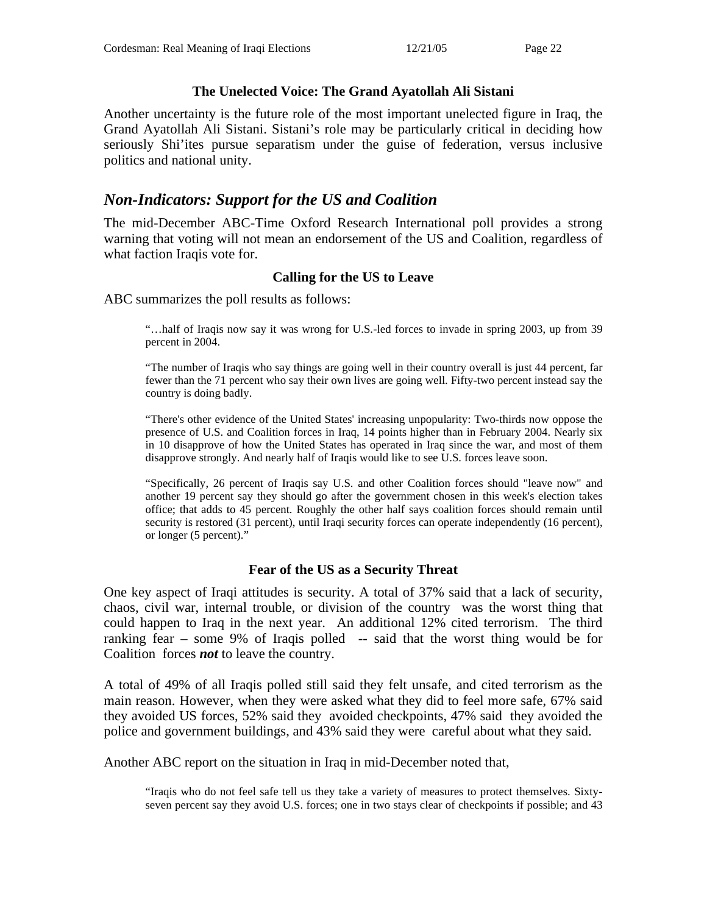### The Unelected Voice: The Grand Ayatollah Ali Sistani

Another uncertainty is the future role of the most important unelected figure in Iraq, the Grand Ayatollah Ali Sistani. Sistani's role may be particularly critical in deciding how seriously Shi'ites pursue separatism under the guise of federation, versus inclusive politics and national unity.

## *Non-Indicators: Support for the US and Coalition*

The mid-December ABC-Time Oxford Research International poll provides a strong warning that voting will not mean an endorsement of the US and Coalition, regardless of what faction Iraqis vote for.

### Calling for the US to Leave

ABC summarizes the poll results as follows:

> "…half of Iraqis now say it was wrong for U.S.-led forces to invade in spring 2003, up from 39 percent in 2004.
>
> "The number of Iraqis who say things are going well in their country overall is just 44 percent, far fewer than the 71 percent who say their own lives are going well. Fifty-two percent instead say the country is doing badly.
>
> "There's other evidence of the United States' increasing unpopularity: Two-thirds now oppose the presence of U.S. and Coalition forces in Iraq, 14 points higher than in February 2004. Nearly six in 10 disapprove of how the United States has operated in Iraq since the war, and most of them disapprove strongly. And nearly half of Iraqis would like to see U.S. forces leave soon.
>
> "Specifically, 26 percent of Iraqis say U.S. and other Coalition forces should "leave now" and another 19 percent say they should go after the government chosen in this week's election takes office; that adds to 45 percent. Roughly the other half says coalition forces should remain until security is restored (31 percent), until Iraqi security forces can operate independently (16 percent), or longer (5 percent)."

### Fear of the US as a Security Threat

One key aspect of Iraqi attitudes is security. A total of 37% said that a lack of security, chaos, civil war, internal trouble, or division of the country was the worst thing that could happen to Iraq in the next year. An additional 12% cited terrorism. The third ranking fear – some 9% of Iraqis polled -- said that the worst thing would be for Coalition forces ***not*** to leave the country.

A total of 49% of all Iraqis polled still said they felt unsafe, and cited terrorism as the main reason. However, when they were asked what they did to feel more safe, 67% said they avoided US forces, 52% said they avoided checkpoints, 47% said they avoided the police and government buildings, and 43% said they were careful about what they said.

Another ABC report on the situation in Iraq in mid-December noted that,

> "Iraqis who do not feel safe tell us they take a variety of measures to protect themselves. Sixty-seven percent say they avoid U.S. forces; one in two stays clear of checkpoints if possible; and 43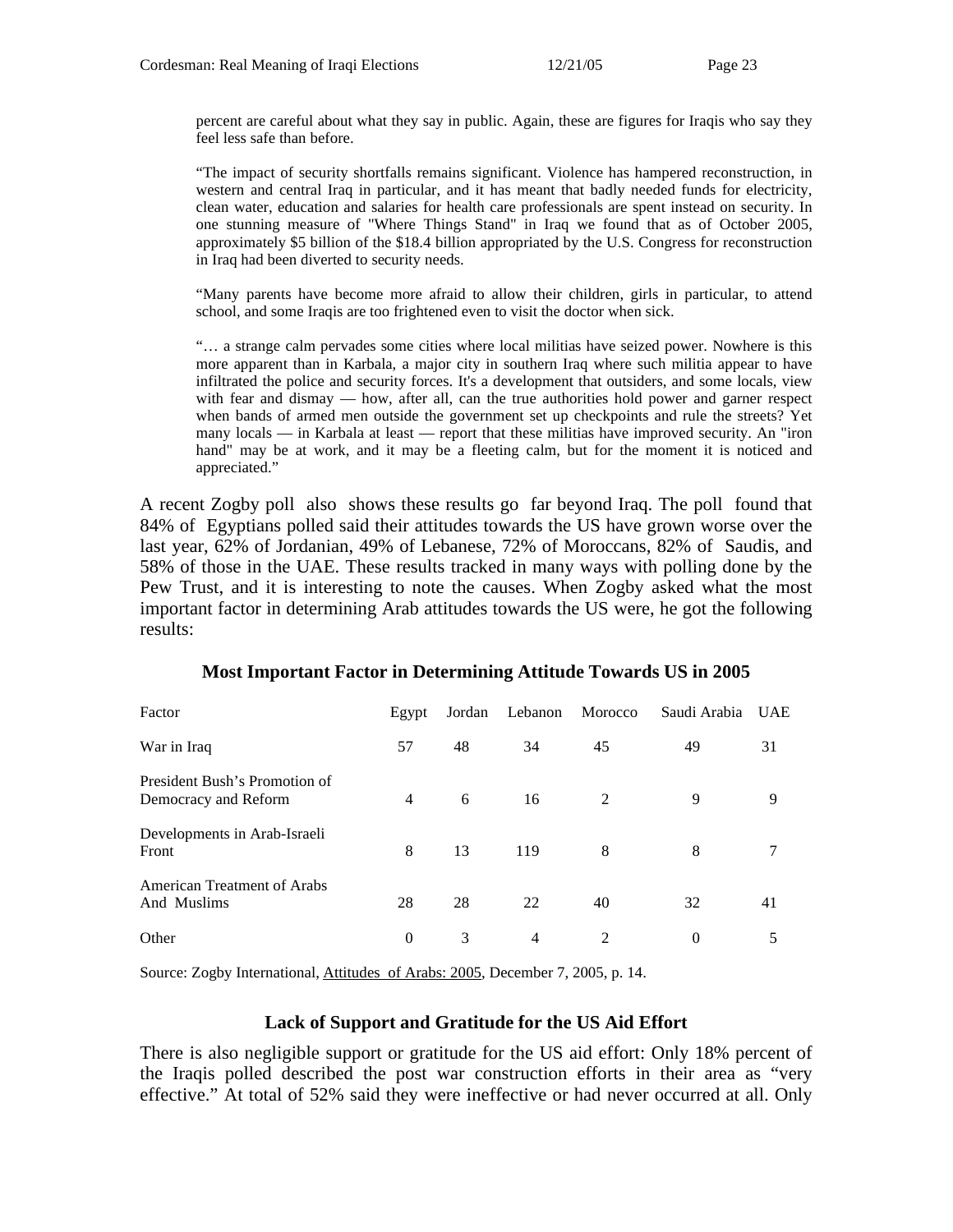percent are careful about what they say in public. Again, these are figures for Iraqis who say they feel less safe than before.

"The impact of security shortfalls remains significant. Violence has hampered reconstruction, in western and central Iraq in particular, and it has meant that badly needed funds for electricity, clean water, education and salaries for health care professionals are spent instead on security. In one stunning measure of "Where Things Stand" in Iraq we found that as of October 2005, approximately $5 billion of the $18.4 billion appropriated by the U.S. Congress for reconstruction in Iraq had been diverted to security needs.

"Many parents have become more afraid to allow their children, girls in particular, to attend school, and some Iraqis are too frightened even to visit the doctor when sick.

"… a strange calm pervades some cities where local militias have seized power. Nowhere is this more apparent than in Karbala, a major city in southern Iraq where such militia appear to have infiltrated the police and security forces. It's a development that outsiders, and some locals, view with fear and dismay — how, after all, can the true authorities hold power and garner respect when bands of armed men outside the government set up checkpoints and rule the streets? Yet many locals — in Karbala at least — report that these militias have improved security. An "iron hand" may be at work, and it may be a fleeting calm, but for the moment it is noticed and appreciated."

A recent Zogby poll also shows these results go far beyond Iraq. The poll found that 84% of Egyptians polled said their attitudes towards the US have grown worse over the last year, 62% of Jordanian, 49% of Lebanese, 72% of Moroccans, 82% of Saudis, and 58% of those in the UAE. These results tracked in many ways with polling done by the Pew Trust, and it is interesting to note the causes. When Zogby asked what the most important factor in determining Arab attitudes towards the US were, he got the following results:

**Most Important Factor in Determining Attitude Towards US in 2005**

| Factor | Egypt | Jordan | Lebanon | Morocco | Saudi Arabia | UAE |
|---|---|---|---|---|---|---|
| War in Iraq | 57 | 48 | 34 | 45 | 49 | 31 |
| President Bush's Promotion of Democracy and Reform | 4 | 6 | 16 | 2 | 9 | 9 |
| Developments in Arab-Israeli Front | 8 | 13 | 119 | 8 | 8 | 7 |
| American Treatment of Arabs And Muslims | 28 | 28 | 22 | 40 | 32 | 41 |
| Other | 0 | 3 | 4 | 2 | 0 | 5 |

Source: Zogby International, Attitudes of Arabs: 2005, December 7, 2005, p. 14.

### Lack of Support and Gratitude for the US Aid Effort

There is also negligible support or gratitude for the US aid effort: Only 18% percent of the Iraqis polled described the post war construction efforts in their area as "very effective." At total of 52% said they were ineffective or had never occurred at all. Only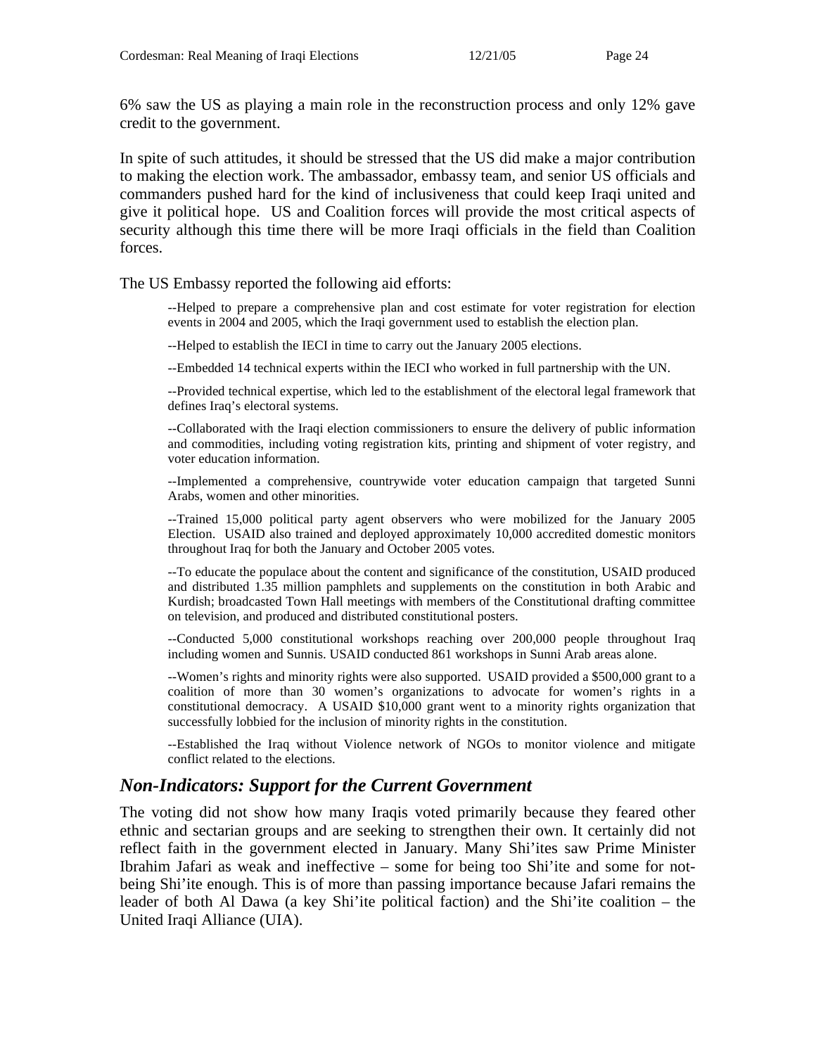6% saw the US as playing a main role in the reconstruction process and only 12% gave credit to the government.

In spite of such attitudes, it should be stressed that the US did make a major contribution to making the election work. The ambassador, embassy team, and senior US officials and commanders pushed hard for the kind of inclusiveness that could keep Iraqi united and give it political hope. US and Coalition forces will provide the most critical aspects of security although this time there will be more Iraqi officials in the field than Coalition forces.

The US Embassy reported the following aid efforts:

> --Helped to prepare a comprehensive plan and cost estimate for voter registration for election events in 2004 and 2005, which the Iraqi government used to establish the election plan.
>
> --Helped to establish the IECI in time to carry out the January 2005 elections.
>
> --Embedded 14 technical experts within the IECI who worked in full partnership with the UN.
>
> --Provided technical expertise, which led to the establishment of the electoral legal framework that defines Iraq's electoral systems.
>
> --Collaborated with the Iraqi election commissioners to ensure the delivery of public information and commodities, including voting registration kits, printing and shipment of voter registry, and voter education information.
>
> --Implemented a comprehensive, countrywide voter education campaign that targeted Sunni Arabs, women and other minorities.
>
> --Trained 15,000 political party agent observers who were mobilized for the January 2005 Election. USAID also trained and deployed approximately 10,000 accredited domestic monitors throughout Iraq for both the January and October 2005 votes.
>
> --To educate the populace about the content and significance of the constitution, USAID produced and distributed 1.35 million pamphlets and supplements on the constitution in both Arabic and Kurdish; broadcasted Town Hall meetings with members of the Constitutional drafting committee on television, and produced and distributed constitutional posters.
>
> --Conducted 5,000 constitutional workshops reaching over 200,000 people throughout Iraq including women and Sunnis. USAID conducted 861 workshops in Sunni Arab areas alone.
>
> --Women's rights and minority rights were also supported. USAID provided a $500,000 grant to a coalition of more than 30 women's organizations to advocate for women's rights in a constitutional democracy. A USAID $10,000 grant went to a minority rights organization that successfully lobbied for the inclusion of minority rights in the constitution.
>
> --Established the Iraq without Violence network of NGOs to monitor violence and mitigate conflict related to the elections.

## *Non-Indicators: Support for the Current Government*

The voting did not show how many Iraqis voted primarily because they feared other ethnic and sectarian groups and are seeking to strengthen their own. It certainly did not reflect faith in the government elected in January. Many Shi'ites saw Prime Minister Ibrahim Jafari as weak and ineffective – some for being too Shi'ite and some for not-being Shi'ite enough. This is of more than passing importance because Jafari remains the leader of both Al Dawa (a key Shi'ite political faction) and the Shi'ite coalition – the United Iraqi Alliance (UIA).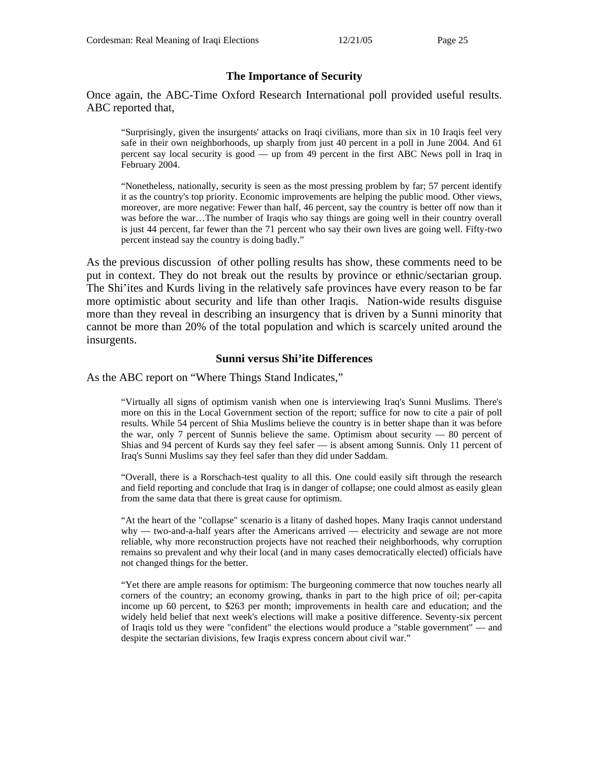### The Importance of Security

Once again, the ABC-Time Oxford Research International poll provided useful results. ABC reported that,

> "Surprisingly, given the insurgents' attacks on Iraqi civilians, more than six in 10 Iraqis feel very safe in their own neighborhoods, up sharply from just 40 percent in a poll in June 2004. And 61 percent say local security is good — up from 49 percent in the first ABC News poll in Iraq in February 2004.
>
> "Nonetheless, nationally, security is seen as the most pressing problem by far; 57 percent identify it as the country's top priority. Economic improvements are helping the public mood. Other views, moreover, are more negative: Fewer than half, 46 percent, say the country is better off now than it was before the war…The number of Iraqis who say things are going well in their country overall is just 44 percent, far fewer than the 71 percent who say their own lives are going well. Fifty-two percent instead say the country is doing badly."

As the previous discussion of other polling results has show, these comments need to be put in context. They do not break out the results by province or ethnic/sectarian group. The Shi'ites and Kurds living in the relatively safe provinces have every reason to be far more optimistic about security and life than other Iraqis. Nation-wide results disguise more than they reveal in describing an insurgency that is driven by a Sunni minority that cannot be more than 20% of the total population and which is scarcely united around the insurgents.

### Sunni versus Shi'ite Differences

As the ABC report on "Where Things Stand Indicates,"

> "Virtually all signs of optimism vanish when one is interviewing Iraq's Sunni Muslims. There's more on this in the Local Government section of the report; suffice for now to cite a pair of poll results. While 54 percent of Shia Muslims believe the country is in better shape than it was before the war, only 7 percent of Sunnis believe the same. Optimism about security — 80 percent of Shias and 94 percent of Kurds say they feel safer — is absent among Sunnis. Only 11 percent of Iraq's Sunni Muslims say they feel safer than they did under Saddam.
>
> "Overall, there is a Rorschach-test quality to all this. One could easily sift through the research and field reporting and conclude that Iraq is in danger of collapse; one could almost as easily glean from the same data that there is great cause for optimism.
>
> "At the heart of the "collapse" scenario is a litany of dashed hopes. Many Iraqis cannot understand why — two-and-a-half years after the Americans arrived — electricity and sewage are not more reliable, why more reconstruction projects have not reached their neighborhoods, why corruption remains so prevalent and why their local (and in many cases democratically elected) officials have not changed things for the better.
>
> "Yet there are ample reasons for optimism: The burgeoning commerce that now touches nearly all corners of the country; an economy growing, thanks in part to the high price of oil; per-capita income up 60 percent, to $263 per month; improvements in health care and education; and the widely held belief that next week's elections will make a positive difference. Seventy-six percent of Iraqis told us they were "confident" the elections would produce a "stable government" — and despite the sectarian divisions, few Iraqis express concern about civil war."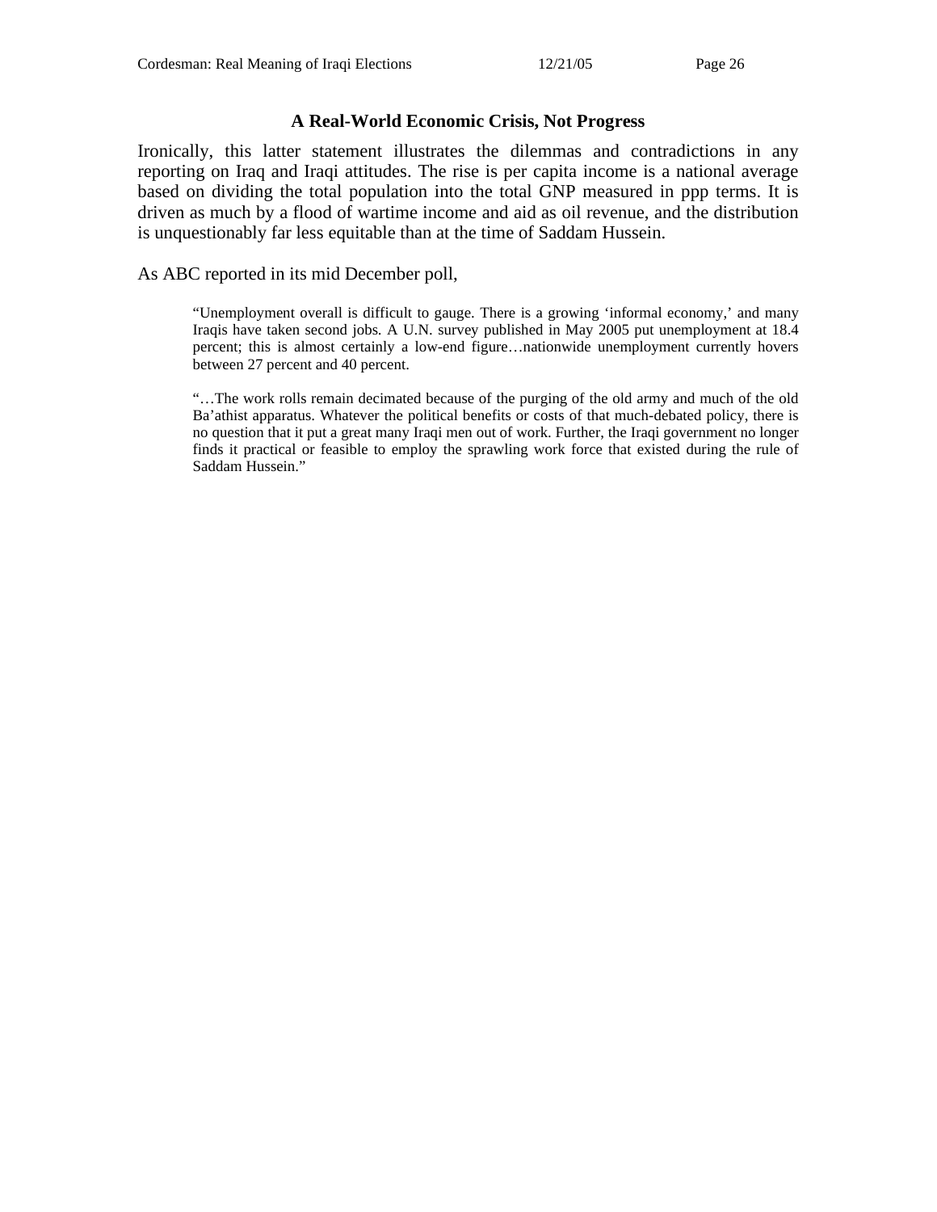### A Real-World Economic Crisis, Not Progress

Ironically, this latter statement illustrates the dilemmas and contradictions in any reporting on Iraq and Iraqi attitudes. The rise is per capita income is a national average based on dividing the total population into the total GNP measured in ppp terms. It is driven as much by a flood of wartime income and aid as oil revenue, and the distribution is unquestionably far less equitable than at the time of Saddam Hussein.

As ABC reported in its mid December poll,

> "Unemployment overall is difficult to gauge. There is a growing 'informal economy,' and many Iraqis have taken second jobs. A U.N. survey published in May 2005 put unemployment at 18.4 percent; this is almost certainly a low-end figure…nationwide unemployment currently hovers between 27 percent and 40 percent.
>
> "…The work rolls remain decimated because of the purging of the old army and much of the old Ba'athist apparatus. Whatever the political benefits or costs of that much-debated policy, there is no question that it put a great many Iraqi men out of work. Further, the Iraqi government no longer finds it practical or feasible to employ the sprawling work force that existed during the rule of Saddam Hussein."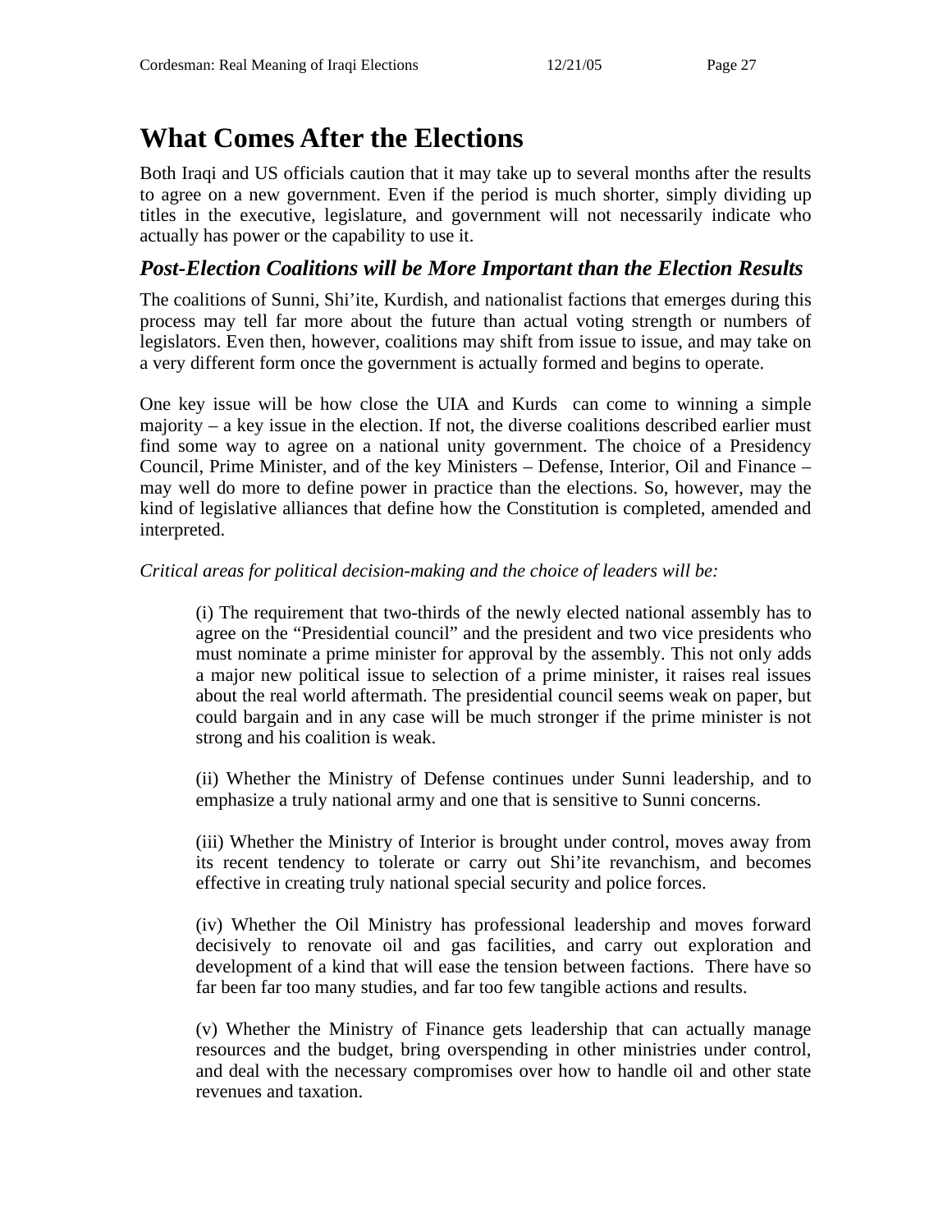# What Comes After the Elections

Both Iraqi and US officials caution that it may take up to several months after the results to agree on a new government. Even if the period is much shorter, simply dividing up titles in the executive, legislature, and government will not necessarily indicate who actually has power or the capability to use it.

## *Post-Election Coalitions will be More Important than the Election Results*

The coalitions of Sunni, Shi'ite, Kurdish, and nationalist factions that emerges during this process may tell far more about the future than actual voting strength or numbers of legislators. Even then, however, coalitions may shift from issue to issue, and may take on a very different form once the government is actually formed and begins to operate.

One key issue will be how close the UIA and Kurds can come to winning a simple majority – a key issue in the election. If not, the diverse coalitions described earlier must find some way to agree on a national unity government. The choice of a Presidency Council, Prime Minister, and of the key Ministers – Defense, Interior, Oil and Finance – may well do more to define power in practice than the elections. So, however, may the kind of legislative alliances that define how the Constitution is completed, amended and interpreted.

*Critical areas for political decision-making and the choice of leaders will be:*

> (i) The requirement that two-thirds of the newly elected national assembly has to agree on the "Presidential council" and the president and two vice presidents who must nominate a prime minister for approval by the assembly. This not only adds a major new political issue to selection of a prime minister, it raises real issues about the real world aftermath. The presidential council seems weak on paper, but could bargain and in any case will be much stronger if the prime minister is not strong and his coalition is weak.
>
> (ii) Whether the Ministry of Defense continues under Sunni leadership, and to emphasize a truly national army and one that is sensitive to Sunni concerns.
>
> (iii) Whether the Ministry of Interior is brought under control, moves away from its recent tendency to tolerate or carry out Shi'ite revanchism, and becomes effective in creating truly national special security and police forces.
>
> (iv) Whether the Oil Ministry has professional leadership and moves forward decisively to renovate oil and gas facilities, and carry out exploration and development of a kind that will ease the tension between factions. There have so far been far too many studies, and far too few tangible actions and results.
>
> (v) Whether the Ministry of Finance gets leadership that can actually manage resources and the budget, bring overspending in other ministries under control, and deal with the necessary compromises over how to handle oil and other state revenues and taxation.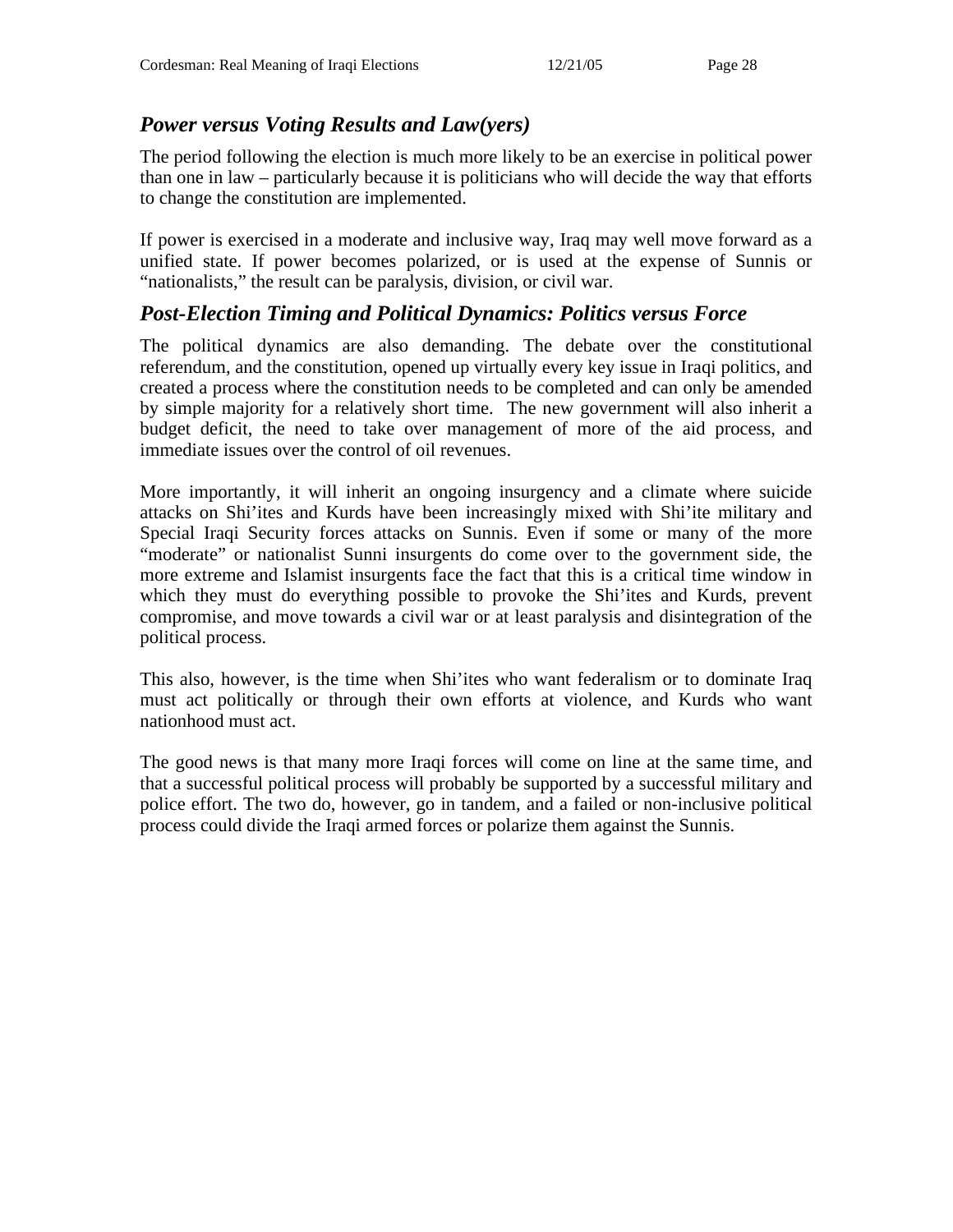## *Power versus Voting Results and Law(yers)*

The period following the election is much more likely to be an exercise in political power than one in law – particularly because it is politicians who will decide the way that efforts to change the constitution are implemented.

If power is exercised in a moderate and inclusive way, Iraq may well move forward as a unified state. If power becomes polarized, or is used at the expense of Sunnis or "nationalists," the result can be paralysis, division, or civil war.

## *Post-Election Timing and Political Dynamics: Politics versus Force*

The political dynamics are also demanding. The debate over the constitutional referendum, and the constitution, opened up virtually every key issue in Iraqi politics, and created a process where the constitution needs to be completed and can only be amended by simple majority for a relatively short time. The new government will also inherit a budget deficit, the need to take over management of more of the aid process, and immediate issues over the control of oil revenues.

More importantly, it will inherit an ongoing insurgency and a climate where suicide attacks on Shi'ites and Kurds have been increasingly mixed with Shi'ite military and Special Iraqi Security forces attacks on Sunnis. Even if some or many of the more "moderate" or nationalist Sunni insurgents do come over to the government side, the more extreme and Islamist insurgents face the fact that this is a critical time window in which they must do everything possible to provoke the Shi'ites and Kurds, prevent compromise, and move towards a civil war or at least paralysis and disintegration of the political process.

This also, however, is the time when Shi'ites who want federalism or to dominate Iraq must act politically or through their own efforts at violence, and Kurds who want nationhood must act.

The good news is that many more Iraqi forces will come on line at the same time, and that a successful political process will probably be supported by a successful military and police effort. The two do, however, go in tandem, and a failed or non-inclusive political process could divide the Iraqi armed forces or polarize them against the Sunnis.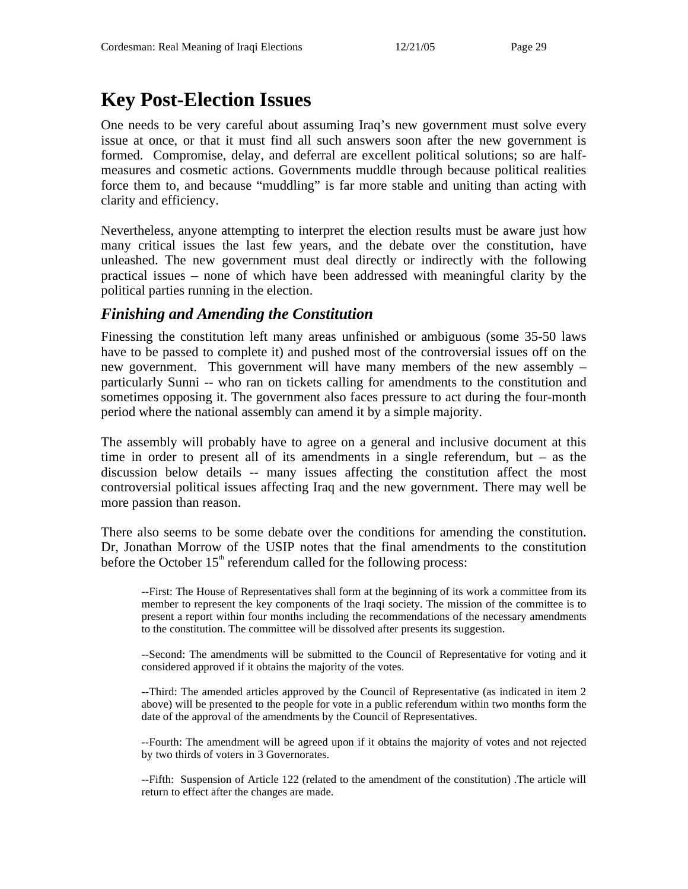# Key Post-Election Issues

One needs to be very careful about assuming Iraq's new government must solve every issue at once, or that it must find all such answers soon after the new government is formed. Compromise, delay, and deferral are excellent political solutions; so are half-measures and cosmetic actions. Governments muddle through because political realities force them to, and because "muddling" is far more stable and uniting than acting with clarity and efficiency.

Nevertheless, anyone attempting to interpret the election results must be aware just how many critical issues the last few years, and the debate over the constitution, have unleashed. The new government must deal directly or indirectly with the following practical issues – none of which have been addressed with meaningful clarity by the political parties running in the election.

## *Finishing and Amending the Constitution*

Finessing the constitution left many areas unfinished or ambiguous (some 35-50 laws have to be passed to complete it) and pushed most of the controversial issues off on the new government. This government will have many members of the new assembly – particularly Sunni -- who ran on tickets calling for amendments to the constitution and sometimes opposing it. The government also faces pressure to act during the four-month period where the national assembly can amend it by a simple majority.

The assembly will probably have to agree on a general and inclusive document at this time in order to present all of its amendments in a single referendum, but – as the discussion below details -- many issues affecting the constitution affect the most controversial political issues affecting Iraq and the new government. There may well be more passion than reason.

There also seems to be some debate over the conditions for amending the constitution. Dr, Jonathan Morrow of the USIP notes that the final amendments to the constitution before the October 15th referendum called for the following process:

> --First: The House of Representatives shall form at the beginning of its work a committee from its member to represent the key components of the Iraqi society. The mission of the committee is to present a report within four months including the recommendations of the necessary amendments to the constitution. The committee will be dissolved after presents its suggestion.
>
> --Second: The amendments will be submitted to the Council of Representative for voting and it considered approved if it obtains the majority of the votes.
>
> --Third: The amended articles approved by the Council of Representative (as indicated in item 2 above) will be presented to the people for vote in a public referendum within two months form the date of the approval of the amendments by the Council of Representatives.
>
> --Fourth: The amendment will be agreed upon if it obtains the majority of votes and not rejected by two thirds of voters in 3 Governorates.
>
> --Fifth: Suspension of Article 122 (related to the amendment of the constitution) .The article will return to effect after the changes are made.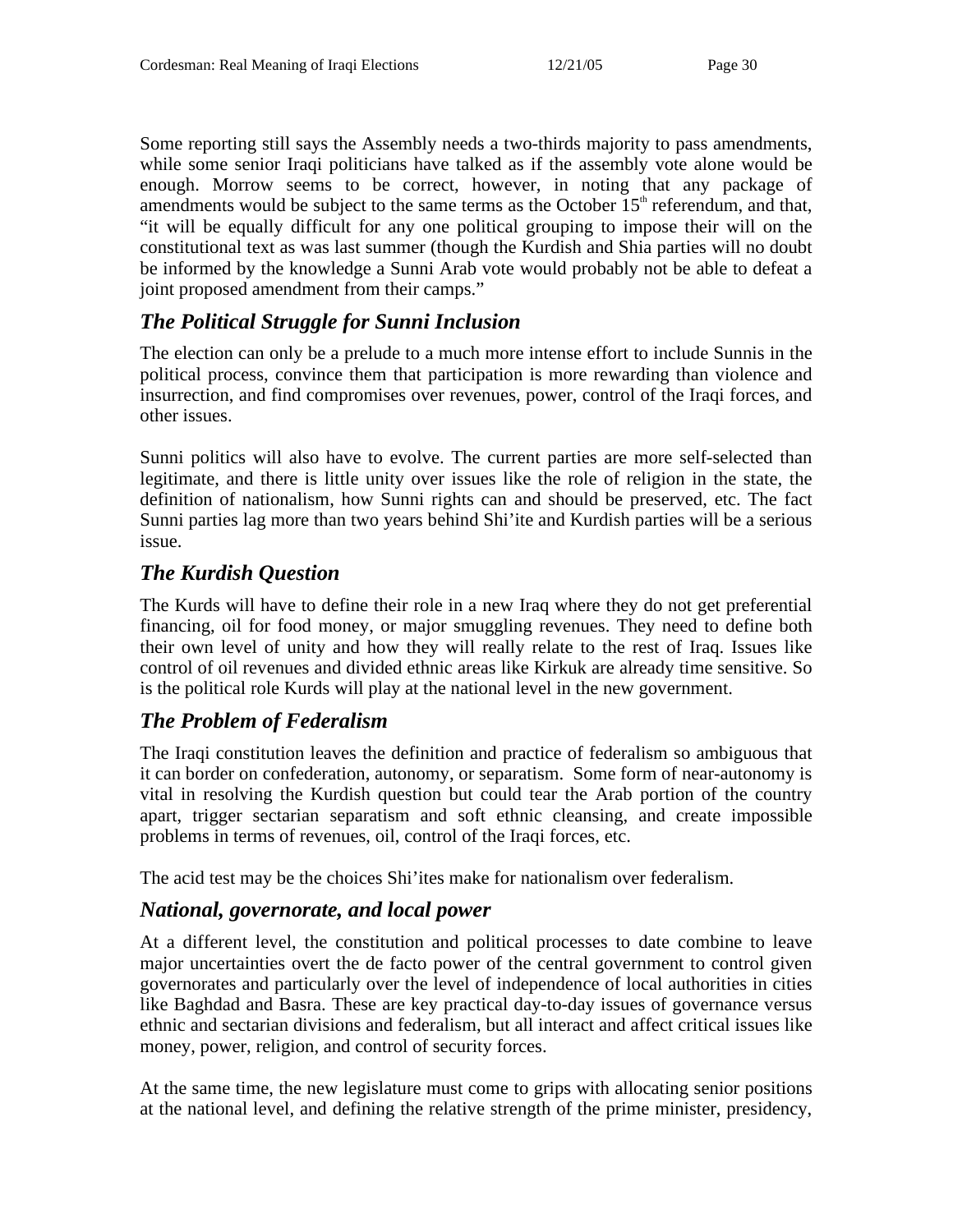Some reporting still says the Assembly needs a two-thirds majority to pass amendments, while some senior Iraqi politicians have talked as if the assembly vote alone would be enough. Morrow seems to be correct, however, in noting that any package of amendments would be subject to the same terms as the October 15th referendum, and that, "it will be equally difficult for any one political grouping to impose their will on the constitutional text as was last summer (though the Kurdish and Shia parties will no doubt be informed by the knowledge a Sunni Arab vote would probably not be able to defeat a joint proposed amendment from their camps."

## *The Political Struggle for Sunni Inclusion*

The election can only be a prelude to a much more intense effort to include Sunnis in the political process, convince them that participation is more rewarding than violence and insurrection, and find compromises over revenues, power, control of the Iraqi forces, and other issues.

Sunni politics will also have to evolve. The current parties are more self-selected than legitimate, and there is little unity over issues like the role of religion in the state, the definition of nationalism, how Sunni rights can and should be preserved, etc. The fact Sunni parties lag more than two years behind Shi'ite and Kurdish parties will be a serious issue.

## *The Kurdish Question*

The Kurds will have to define their role in a new Iraq where they do not get preferential financing, oil for food money, or major smuggling revenues. They need to define both their own level of unity and how they will really relate to the rest of Iraq. Issues like control of oil revenues and divided ethnic areas like Kirkuk are already time sensitive. So is the political role Kurds will play at the national level in the new government.

## *The Problem of Federalism*

The Iraqi constitution leaves the definition and practice of federalism so ambiguous that it can border on confederation, autonomy, or separatism. Some form of near-autonomy is vital in resolving the Kurdish question but could tear the Arab portion of the country apart, trigger sectarian separatism and soft ethnic cleansing, and create impossible problems in terms of revenues, oil, control of the Iraqi forces, etc.

The acid test may be the choices Shi'ites make for nationalism over federalism.

## *National, governorate, and local power*

At a different level, the constitution and political processes to date combine to leave major uncertainties overt the de facto power of the central government to control given governorates and particularly over the level of independence of local authorities in cities like Baghdad and Basra. These are key practical day-to-day issues of governance versus ethnic and sectarian divisions and federalism, but all interact and affect critical issues like money, power, religion, and control of security forces.

At the same time, the new legislature must come to grips with allocating senior positions at the national level, and defining the relative strength of the prime minister, presidency,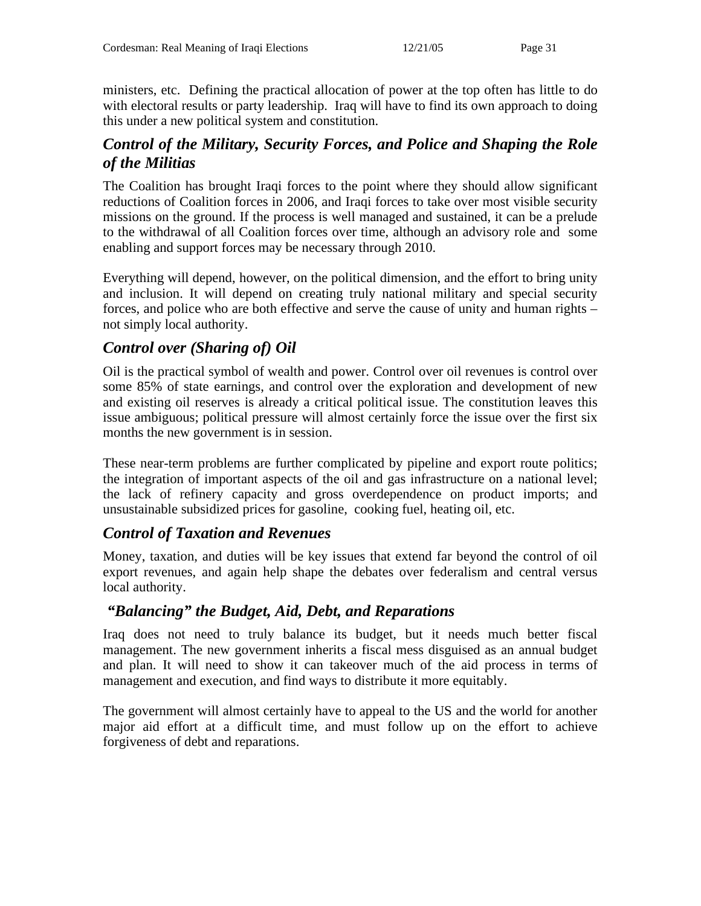ministers, etc. Defining the practical allocation of power at the top often has little to do with electoral results or party leadership. Iraq will have to find its own approach to doing this under a new political system and constitution.

### *Control of the Military, Security Forces, and Police and Shaping the Role of the Militias*

The Coalition has brought Iraqi forces to the point where they should allow significant reductions of Coalition forces in 2006, and Iraqi forces to take over most visible security missions on the ground. If the process is well managed and sustained, it can be a prelude to the withdrawal of all Coalition forces over time, although an advisory role and some enabling and support forces may be necessary through 2010.

Everything will depend, however, on the political dimension, and the effort to bring unity and inclusion. It will depend on creating truly national military and special security forces, and police who are both effective and serve the cause of unity and human rights – not simply local authority.

### *Control over (Sharing of) Oil*

Oil is the practical symbol of wealth and power. Control over oil revenues is control over some 85% of state earnings, and control over the exploration and development of new and existing oil reserves is already a critical political issue. The constitution leaves this issue ambiguous; political pressure will almost certainly force the issue over the first six months the new government is in session.

These near-term problems are further complicated by pipeline and export route politics; the integration of important aspects of the oil and gas infrastructure on a national level; the lack of refinery capacity and gross overdependence on product imports; and unsustainable subsidized prices for gasoline, cooking fuel, heating oil, etc.

### *Control of Taxation and Revenues*

Money, taxation, and duties will be key issues that extend far beyond the control of oil export revenues, and again help shape the debates over federalism and central versus local authority.

### *"Balancing" the Budget, Aid, Debt, and Reparations*

Iraq does not need to truly balance its budget, but it needs much better fiscal management. The new government inherits a fiscal mess disguised as an annual budget and plan. It will need to show it can takeover much of the aid process in terms of management and execution, and find ways to distribute it more equitably.

The government will almost certainly have to appeal to the US and the world for another major aid effort at a difficult time, and must follow up on the effort to achieve forgiveness of debt and reparations.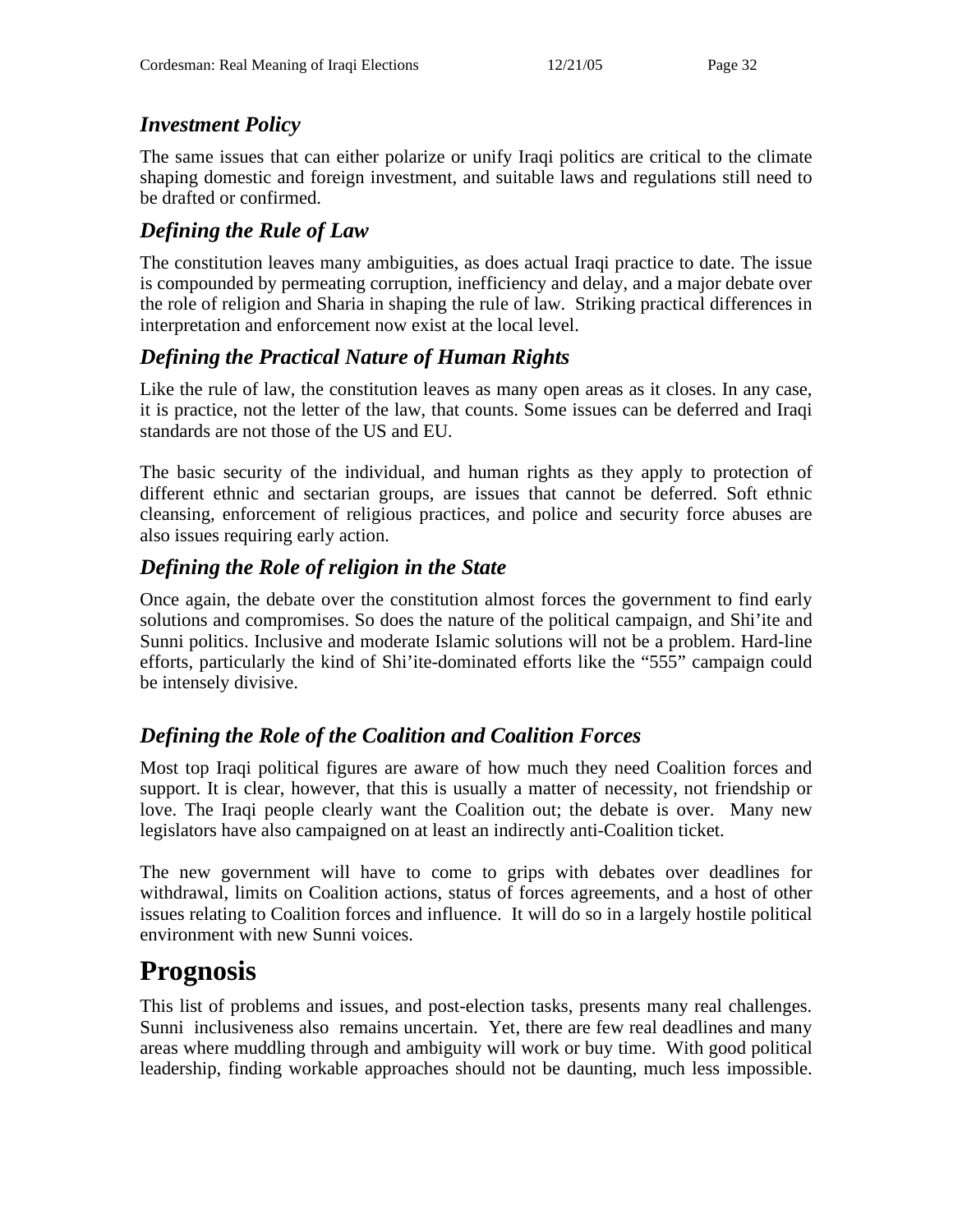### *Investment Policy*

The same issues that can either polarize or unify Iraqi politics are critical to the climate shaping domestic and foreign investment, and suitable laws and regulations still need to be drafted or confirmed.

### *Defining the Rule of Law*

The constitution leaves many ambiguities, as does actual Iraqi practice to date. The issue is compounded by permeating corruption, inefficiency and delay, and a major debate over the role of religion and Sharia in shaping the rule of law. Striking practical differences in interpretation and enforcement now exist at the local level.

### *Defining the Practical Nature of Human Rights*

Like the rule of law, the constitution leaves as many open areas as it closes. In any case, it is practice, not the letter of the law, that counts. Some issues can be deferred and Iraqi standards are not those of the US and EU.

The basic security of the individual, and human rights as they apply to protection of different ethnic and sectarian groups, are issues that cannot be deferred. Soft ethnic cleansing, enforcement of religious practices, and police and security force abuses are also issues requiring early action.

### *Defining the Role of religion in the State*

Once again, the debate over the constitution almost forces the government to find early solutions and compromises. So does the nature of the political campaign, and Shi'ite and Sunni politics. Inclusive and moderate Islamic solutions will not be a problem. Hard-line efforts, particularly the kind of Shi'ite-dominated efforts like the "555" campaign could be intensely divisive.

### *Defining the Role of the Coalition and Coalition Forces*

Most top Iraqi political figures are aware of how much they need Coalition forces and support. It is clear, however, that this is usually a matter of necessity, not friendship or love. The Iraqi people clearly want the Coalition out; the debate is over. Many new legislators have also campaigned on at least an indirectly anti-Coalition ticket.

The new government will have to come to grips with debates over deadlines for withdrawal, limits on Coalition actions, status of forces agreements, and a host of other issues relating to Coalition forces and influence. It will do so in a largely hostile political environment with new Sunni voices.

# Prognosis

This list of problems and issues, and post-election tasks, presents many real challenges. Sunni inclusiveness also remains uncertain. Yet, there are few real deadlines and many areas where muddling through and ambiguity will work or buy time. With good political leadership, finding workable approaches should not be daunting, much less impossible.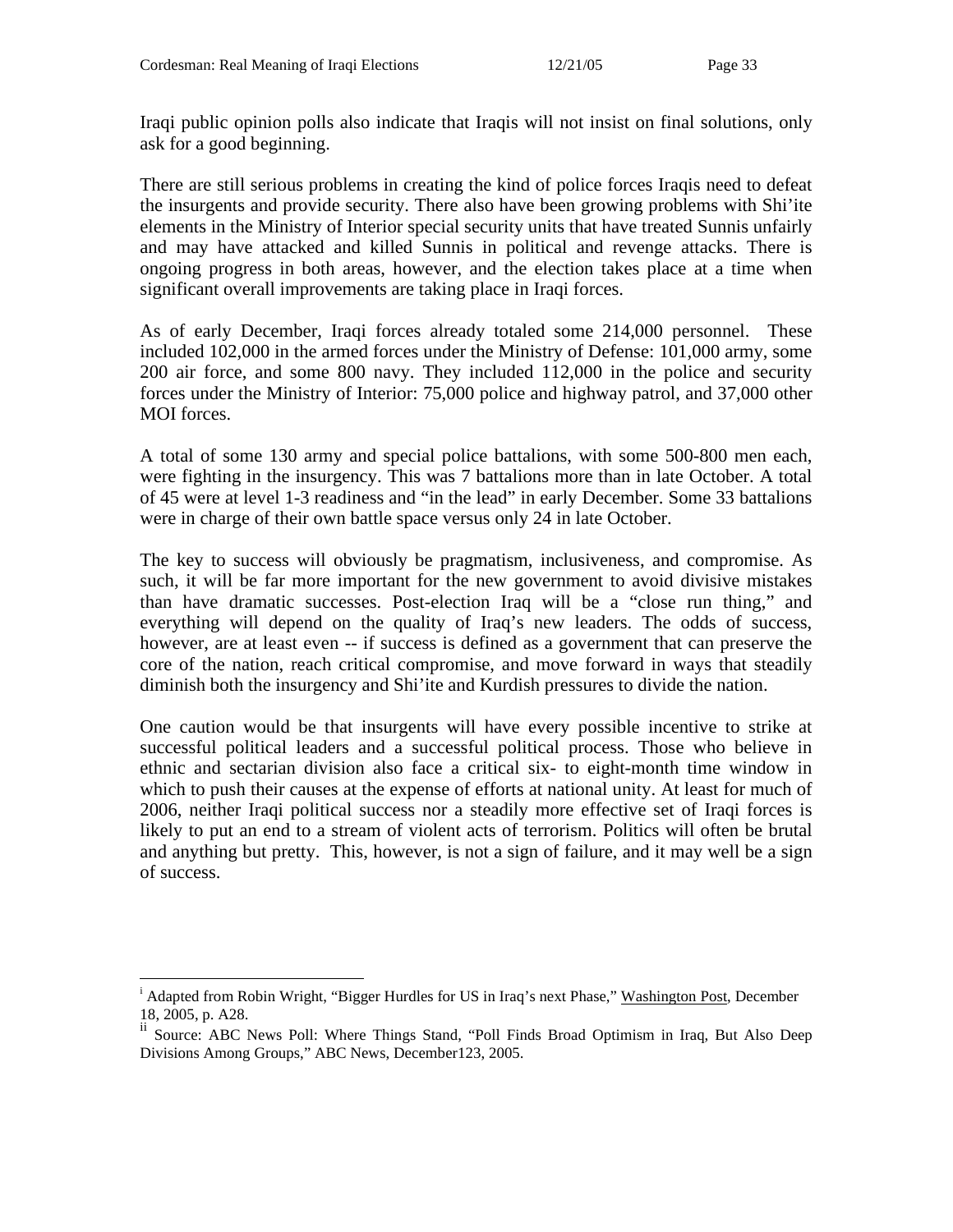Iraqi public opinion polls also indicate that Iraqis will not insist on final solutions, only ask for a good beginning.

There are still serious problems in creating the kind of police forces Iraqis need to defeat the insurgents and provide security. There also have been growing problems with Shi'ite elements in the Ministry of Interior special security units that have treated Sunnis unfairly and may have attacked and killed Sunnis in political and revenge attacks. There is ongoing progress in both areas, however, and the election takes place at a time when significant overall improvements are taking place in Iraqi forces.

As of early December, Iraqi forces already totaled some 214,000 personnel. These included 102,000 in the armed forces under the Ministry of Defense: 101,000 army, some 200 air force, and some 800 navy. They included 112,000 in the police and security forces under the Ministry of Interior: 75,000 police and highway patrol, and 37,000 other MOI forces.

A total of some 130 army and special police battalions, with some 500-800 men each, were fighting in the insurgency. This was 7 battalions more than in late October. A total of 45 were at level 1-3 readiness and "in the lead" in early December. Some 33 battalions were in charge of their own battle space versus only 24 in late October.

The key to success will obviously be pragmatism, inclusiveness, and compromise. As such, it will be far more important for the new government to avoid divisive mistakes than have dramatic successes. Post-election Iraq will be a "close run thing," and everything will depend on the quality of Iraq's new leaders. The odds of success, however, are at least even -- if success is defined as a government that can preserve the core of the nation, reach critical compromise, and move forward in ways that steadily diminish both the insurgency and Shi'ite and Kurdish pressures to divide the nation.

One caution would be that insurgents will have every possible incentive to strike at successful political leaders and a successful political process. Those who believe in ethnic and sectarian division also face a critical six- to eight-month time window in which to push their causes at the expense of efforts at national unity. At least for much of 2006, neither Iraqi political success nor a steadily more effective set of Iraqi forces is likely to put an end to a stream of violent acts of terrorism. Politics will often be brutal and anything but pretty. This, however, is not a sign of failure, and it may well be a sign of success.

---

[i] Adapted from Robin Wright, "Bigger Hurdles for US in Iraq's next Phase," Washington Post, December 18, 2005, p. A28.

[ii] Source: ABC News Poll: Where Things Stand, "Poll Finds Broad Optimism in Iraq, But Also Deep Divisions Among Groups," ABC News, December123, 2005.